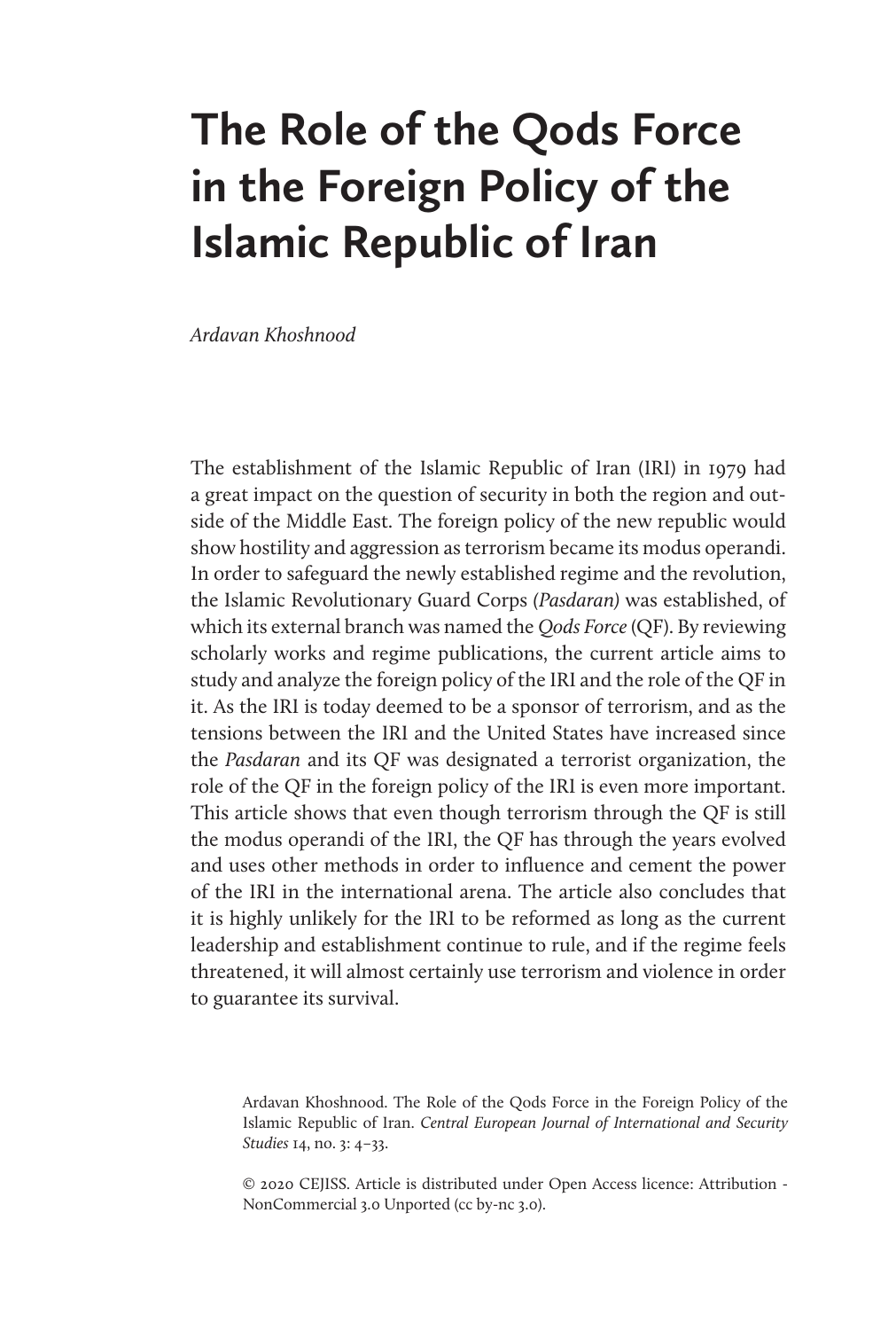# The Role of the Qods Force in the Foreign Policy of the Islamic Republic of Iran

*Ardavan Khoshnood*

The establishment of the Islamic Republic of Iran (IRI) in 1979 had a great impact on the question of security in both the region and outside of the Middle East. The foreign policy of the new republic would show hostility and aggression as terrorism became its modus operandi. In order to safeguard the newly established regime and the revolution, the Islamic Revolutionary Guard Corps (*Pasdaran)* was established, of which its external branch was named the *Qods Force* (QF). By reviewing scholarly works and regime publications, the current article aims to study and analyze the foreign policy of the IRI and the role of the QF in it. As the IRI is today deemed to be a sponsor of terrorism, and as the tensions between the IRI and the United States have increased since the *Pasdaran* and its QF was designated a terrorist organization, the role of the QF in the foreign policy of the IRI is even more important. This article shows that even though terrorism through the QF is still the modus operandi of the IRI, the QF has through the years evolved and uses other methods in order to influence and cement the power of the IRI in the international arena. The article also concludes that it is highly unlikely for the IRI to be reformed as long as the current leadership and establishment continue to rule, and if the regime feels threatened, it will almost certainly use terrorism and violence in order to guarantee its survival.

Ardavan Khoshnood. The Role of the Qods Force in the Foreign Policy of the Islamic Republic of Iran. *Central European Journal of International and Security Studies* 14, no. 3: 4–33.

© 2020 CEJISS. Article is distributed under Open Access licence: Attribution - NonCommercial 3.0 Unported (cc by-nc 3.0).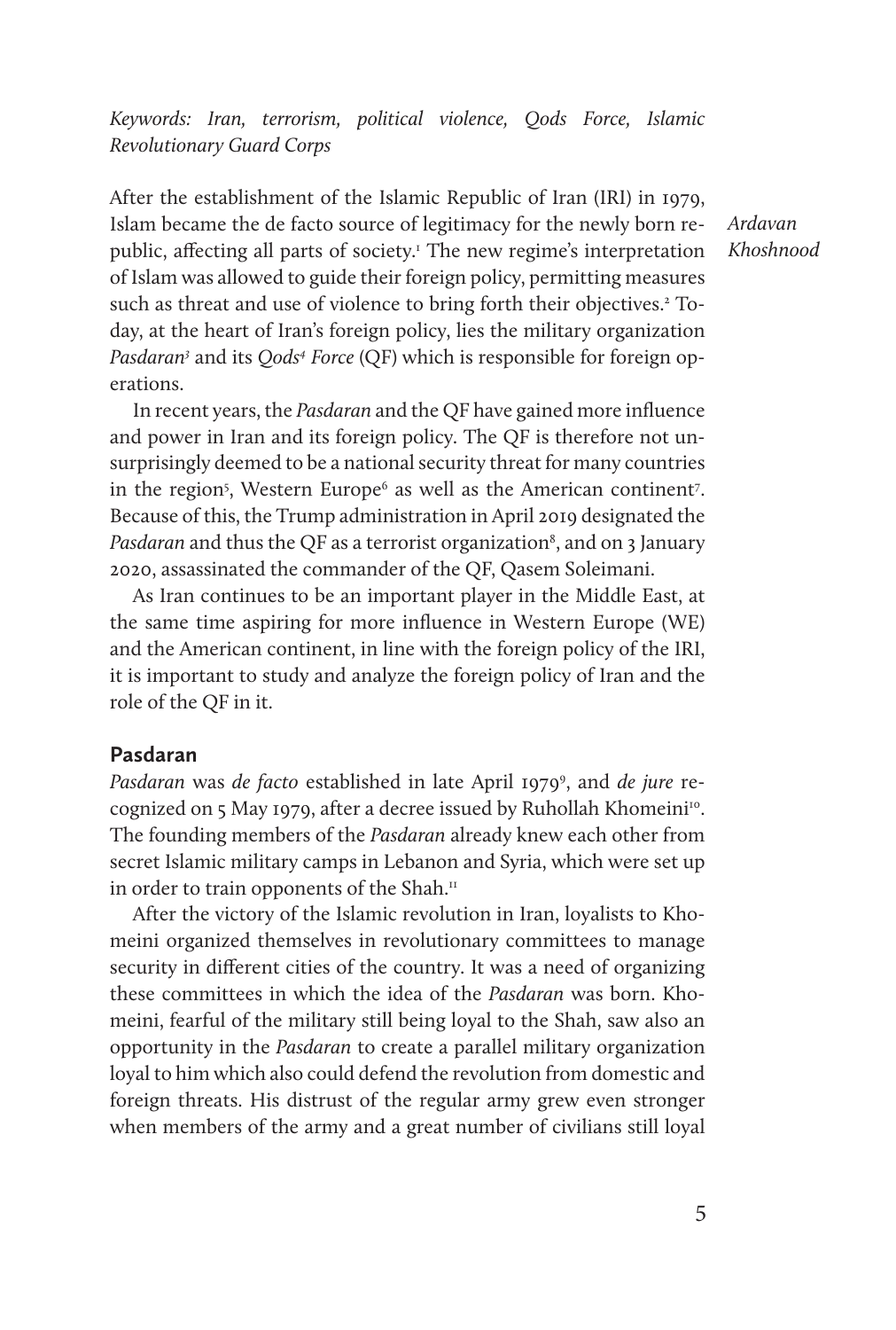*Keywords: Iran, terrorism, political violence, Qods Force, Islamic Revolutionary Guard Corps*

Ardavan Khoshnood

After the establishment of the Islamic Republic of Iran (IRI) in 1979, Islam became the de facto source of legitimacy for the newly born republic, affecting all parts of society.[1] The new regime's interpretation of Islam was allowed to guide their foreign policy, permitting measures such as threat and use of violence to bring forth their objectives.[2] Today, at the heart of Iran's foreign policy, lies the military organization *Pasdaran*[3] and its *Qods*[4] *Force* (QF) which is responsible for foreign operations.

In recent years, the *Pasdaran* and the QF have gained more influence and power in Iran and its foreign policy. The QF is therefore not unsurprisingly deemed to be a national security threat for many countries in the region[5], Western Europe[6] as well as the American continent[7]. Because of this, the Trump administration in April 2019 designated the *Pasdaran* and thus the QF as a terrorist organization[8], and on 3 January 2020, assassinated the commander of the QF, Qasem Soleimani.

As Iran continues to be an important player in the Middle East, at the same time aspiring for more influence in Western Europe (WE) and the American continent, in line with the foreign policy of the IRI, it is important to study and analyze the foreign policy of Iran and the role of the QF in it.

## Pasdaran

*Pasdaran* was *de facto* established in late April 1979[9], and *de jure* recognized on 5 May 1979, after a decree issued by Ruhollah Khomeini[10]. The founding members of the *Pasdaran* already knew each other from secret Islamic military camps in Lebanon and Syria, which were set up in order to train opponents of the Shah.[11]

After the victory of the Islamic revolution in Iran, loyalists to Khomeini organized themselves in revolutionary committees to manage security in different cities of the country. It was a need of organizing these committees in which the idea of the *Pasdaran* was born. Khomeini, fearful of the military still being loyal to the Shah, saw also an opportunity in the *Pasdaran* to create a parallel military organization loyal to him which also could defend the revolution from domestic and foreign threats. His distrust of the regular army grew even stronger when members of the army and a great number of civilians still loyal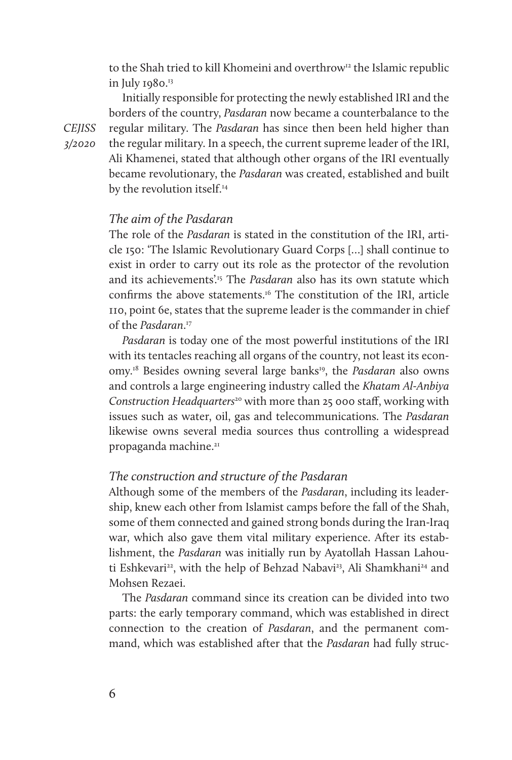to the Shah tried to kill Khomeini and overthrow[12] the Islamic republic in July 1980.[13]

Initially responsible for protecting the newly established IRI and the borders of the country, *Pasdaran* now became a counterbalance to the regular military. The *Pasdaran* has since then been held higher than the regular military. In a speech, the current supreme leader of the IRI, Ali Khamenei, stated that although other organs of the IRI eventually became revolutionary, the *Pasdaran* was created, established and built by the revolution itself.[14]

### *The aim of the Pasdaran*

The role of the *Pasdaran* is stated in the constitution of the IRI, article 150: 'The Islamic Revolutionary Guard Corps [...] shall continue to exist in order to carry out its role as the protector of the revolution and its achievements'.[15] The *Pasdaran* also has its own statute which confirms the above statements.[16] The constitution of the IRI, article 110, point 6e, states that the supreme leader is the commander in chief of the *Pasdaran*.[17]

*Pasdaran* is today one of the most powerful institutions of the IRI with its tentacles reaching all organs of the country, not least its economy.[18] Besides owning several large banks[19], the *Pasdaran* also owns and controls a large engineering industry called the *Khatam Al-Anbiya Construction Headquarters*[20] with more than 25 000 staff, working with issues such as water, oil, gas and telecommunications. The *Pasdaran* likewise owns several media sources thus controlling a widespread propaganda machine.[21]

### *The construction and structure of the Pasdaran*

Although some of the members of the *Pasdaran*, including its leadership, knew each other from Islamist camps before the fall of the Shah, some of them connected and gained strong bonds during the Iran-Iraq war, which also gave them vital military experience. After its establishment, the *Pasdaran* was initially run by Ayatollah Hassan Lahouti Eshkevari[22], with the help of Behzad Nabavi[23], Ali Shamkhani[24] and Mohsen Rezaei.

The *Pasdaran* command since its creation can be divided into two parts: the early temporary command, which was established in direct connection to the creation of *Pasdaran*, and the permanent command, which was established after that the *Pasdaran* had fully struc-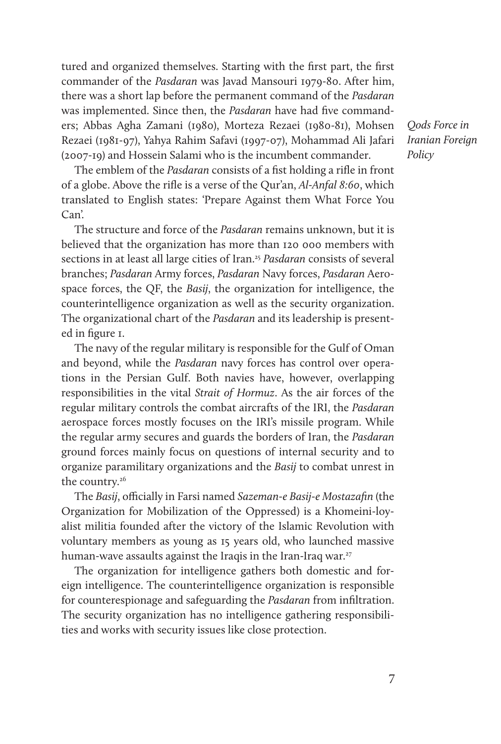tured and organized themselves. Starting with the first part, the first commander of the *Pasdaran* was Javad Mansouri 1979-80. After him, there was a short lap before the permanent command of the *Pasdaran* was implemented. Since then, the *Pasdaran* have had five commanders; Abbas Agha Zamani (1980), Morteza Rezaei (1980-81), Mohsen Rezaei (1981-97), Yahya Rahim Safavi (1997-07), Mohammad Ali Jafari (2007-19) and Hossein Salami who is the incumbent commander.

The emblem of the *Pasdaran* consists of a fist holding a rifle in front of a globe. Above the rifle is a verse of the Qur'an, *Al-Anfal 8:60*, which translated to English states: 'Prepare Against them What Force You Can'.

The structure and force of the *Pasdaran* remains unknown, but it is believed that the organization has more than 120 000 members with sections in at least all large cities of Iran.[25] *Pasdaran* consists of several branches; *Pasdaran* Army forces, *Pasdaran* Navy forces, *Pasdaran* Aerospace forces, the QF, the *Basij*, the organization for intelligence, the counterintelligence organization as well as the security organization. The organizational chart of the *Pasdaran* and its leadership is presented in figure 1.

The navy of the regular military is responsible for the Gulf of Oman and beyond, while the *Pasdaran* navy forces has control over operations in the Persian Gulf. Both navies have, however, overlapping responsibilities in the vital *Strait of Hormuz*. As the air forces of the regular military controls the combat aircrafts of the IRI, the *Pasdaran* aerospace forces mostly focuses on the IRI's missile program. While the regular army secures and guards the borders of Iran, the *Pasdaran* ground forces mainly focus on questions of internal security and to organize paramilitary organizations and the *Basij* to combat unrest in the country.[26]

The *Basij*, officially in Farsi named *Sazeman-e Basij-e Mostazafin* (the Organization for Mobilization of the Oppressed) is a Khomeini-loyalist militia founded after the victory of the Islamic Revolution with voluntary members as young as 15 years old, who launched massive human-wave assaults against the Iraqis in the Iran-Iraq war.[27]

The organization for intelligence gathers both domestic and foreign intelligence. The counterintelligence organization is responsible for counterespionage and safeguarding the *Pasdaran* from infiltration. The security organization has no intelligence gathering responsibilities and works with security issues like close protection.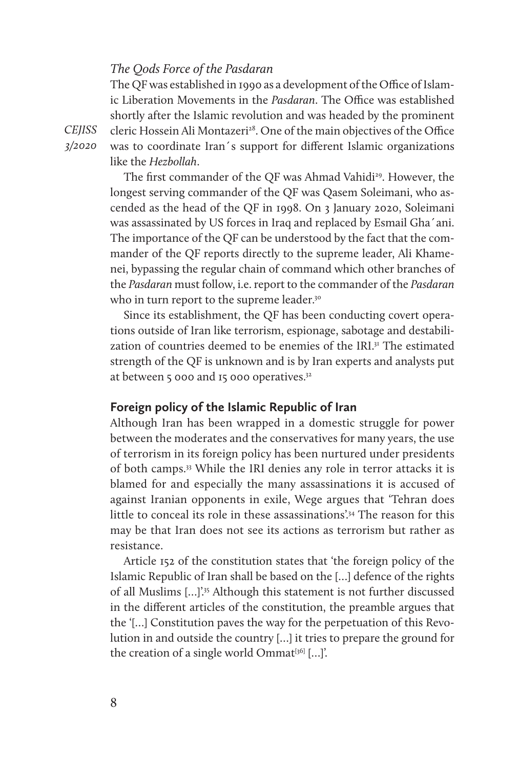*The Qods Force of the Pasdaran*

The QF was established in 1990 as a development of the Office of Islamic Liberation Movements in the *Pasdaran*. The Office was established shortly after the Islamic revolution and was headed by the prominent cleric Hossein Ali Montazeri[28]. One of the main objectives of the Office was to coordinate Iran´s support for different Islamic organizations like the *Hezbollah*.

The first commander of the QF was Ahmad Vahidi[29]. However, the longest serving commander of the QF was Qasem Soleimani, who ascended as the head of the QF in 1998. On 3 January 2020, Soleimani was assassinated by US forces in Iraq and replaced by Esmail Gha´ani. The importance of the QF can be understood by the fact that the commander of the QF reports directly to the supreme leader, Ali Khamenei, bypassing the regular chain of command which other branches of the *Pasdaran* must follow, i.e. report to the commander of the *Pasdaran* who in turn report to the supreme leader.[30]

Since its establishment, the QF has been conducting covert operations outside of Iran like terrorism, espionage, sabotage and destabilization of countries deemed to be enemies of the IRI.[31] The estimated strength of the QF is unknown and is by Iran experts and analysts put at between 5 000 and 15 000 operatives.[32]

## Foreign policy of the Islamic Republic of Iran

Although Iran has been wrapped in a domestic struggle for power between the moderates and the conservatives for many years, the use of terrorism in its foreign policy has been nurtured under presidents of both camps.[33] While the IRI denies any role in terror attacks it is blamed for and especially the many assassinations it is accused of against Iranian opponents in exile, Wege argues that 'Tehran does little to conceal its role in these assassinations'.[34] The reason for this may be that Iran does not see its actions as terrorism but rather as resistance.

Article 152 of the constitution states that 'the foreign policy of the Islamic Republic of Iran shall be based on the [...] defence of the rights of all Muslims [...]'.[35] Although this statement is not further discussed in the different articles of the constitution, the preamble argues that the '[...] Constitution paves the way for the perpetuation of this Revolution in and outside the country [...] it tries to prepare the ground for the creation of a single world Ommat[36] [...]'.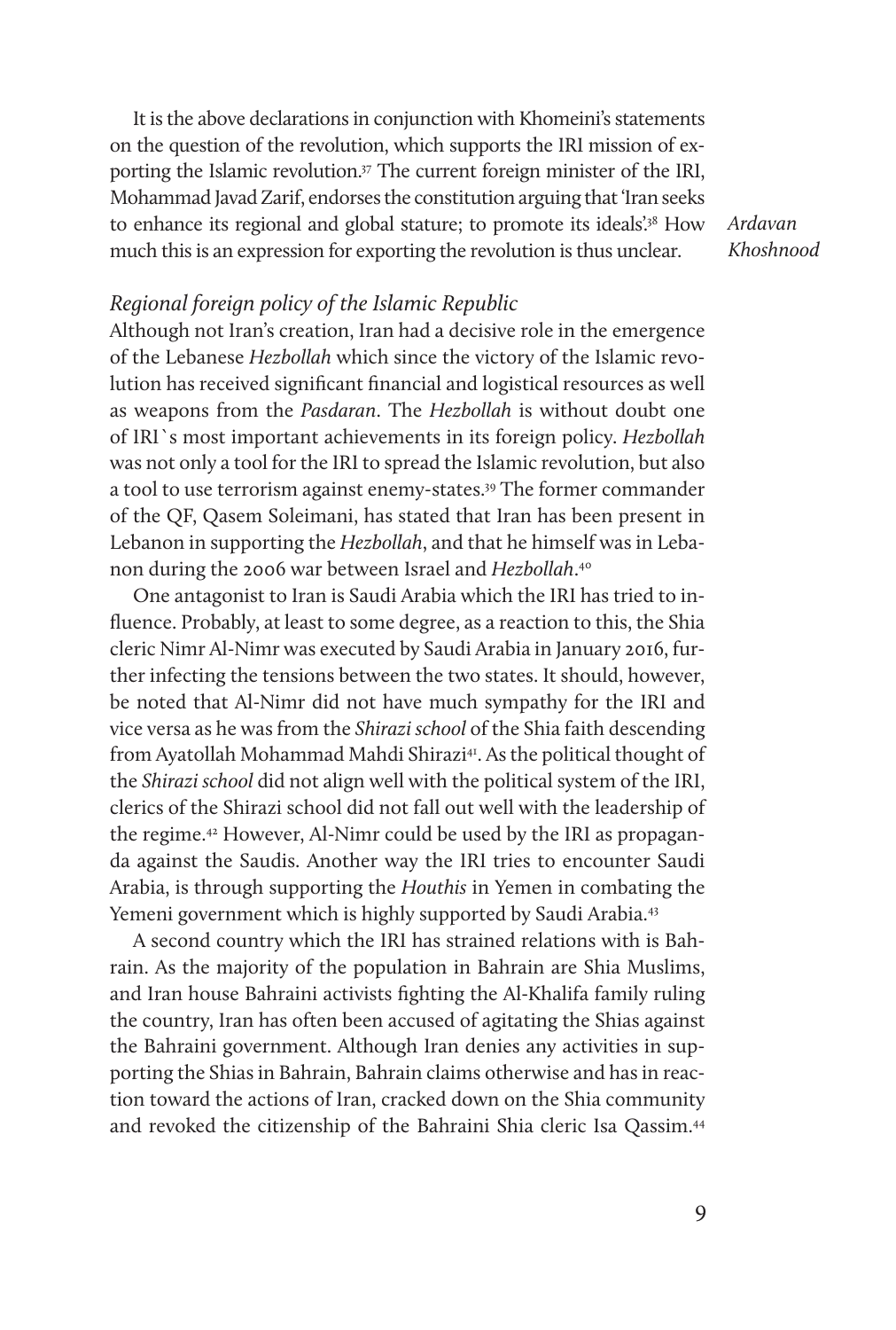It is the above declarations in conjunction with Khomeini's statements on the question of the revolution, which supports the IRI mission of exporting the Islamic revolution.[37] The current foreign minister of the IRI, Mohammad Javad Zarif, endorses the constitution arguing that 'Iran seeks to enhance its regional and global stature; to promote its ideals'.[38] How much this is an expression for exporting the revolution is thus unclear.

### *Regional foreign policy of the Islamic Republic*

Although not Iran's creation, Iran had a decisive role in the emergence of the Lebanese *Hezbollah* which since the victory of the Islamic revolution has received significant financial and logistical resources as well as weapons from the *Pasdaran*. The *Hezbollah* is without doubt one of IRI`s most important achievements in its foreign policy. *Hezbollah* was not only a tool for the IRI to spread the Islamic revolution, but also a tool to use terrorism against enemy-states.[39] The former commander of the QF, Qasem Soleimani, has stated that Iran has been present in Lebanon in supporting the *Hezbollah*, and that he himself was in Lebanon during the 2006 war between Israel and *Hezbollah*.[40]

One antagonist to Iran is Saudi Arabia which the IRI has tried to influence. Probably, at least to some degree, as a reaction to this, the Shia cleric Nimr Al-Nimr was executed by Saudi Arabia in January 2016, further infecting the tensions between the two states. It should, however, be noted that Al-Nimr did not have much sympathy for the IRI and vice versa as he was from the *Shirazi school* of the Shia faith descending from Ayatollah Mohammad Mahdi Shirazi[41]. As the political thought of the *Shirazi school* did not align well with the political system of the IRI, clerics of the Shirazi school did not fall out well with the leadership of the regime.[42] However, Al-Nimr could be used by the IRI as propaganda against the Saudis. Another way the IRI tries to encounter Saudi Arabia, is through supporting the *Houthis* in Yemen in combating the Yemeni government which is highly supported by Saudi Arabia.[43]

A second country which the IRI has strained relations with is Bahrain. As the majority of the population in Bahrain are Shia Muslims, and Iran house Bahraini activists fighting the Al-Khalifa family ruling the country, Iran has often been accused of agitating the Shias against the Bahraini government. Although Iran denies any activities in supporting the Shias in Bahrain, Bahrain claims otherwise and has in reaction toward the actions of Iran, cracked down on the Shia community and revoked the citizenship of the Bahraini Shia cleric Isa Qassim.[44]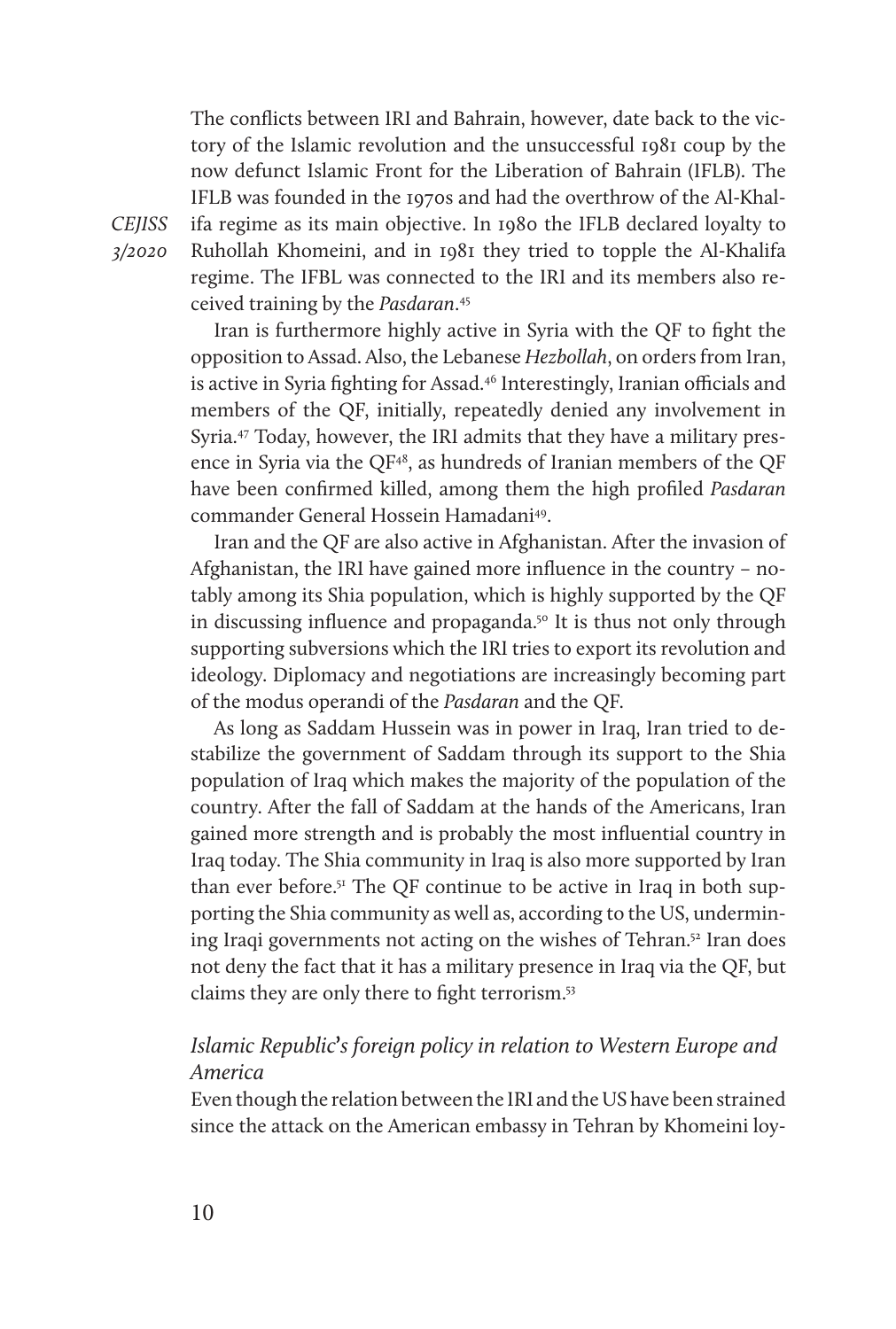The conflicts between IRI and Bahrain, however, date back to the victory of the Islamic revolution and the unsuccessful 1981 coup by the now defunct Islamic Front for the Liberation of Bahrain (IFLB). The IFLB was founded in the 1970s and had the overthrow of the Al-Khalifa regime as its main objective. In 1980 the IFLB declared loyalty to Ruhollah Khomeini, and in 1981 they tried to topple the Al-Khalifa regime. The IFBL was connected to the IRI and its members also received training by the *Pasdaran*.[45]

Iran is furthermore highly active in Syria with the QF to fight the opposition to Assad. Also, the Lebanese *Hezbollah*, on orders from Iran, is active in Syria fighting for Assad.[46] Interestingly, Iranian officials and members of the QF, initially, repeatedly denied any involvement in Syria.[47] Today, however, the IRI admits that they have a military presence in Syria via the QF[48], as hundreds of Iranian members of the QF have been confirmed killed, among them the high profiled *Pasdaran* commander General Hossein Hamadani[49].

Iran and the QF are also active in Afghanistan. After the invasion of Afghanistan, the IRI have gained more influence in the country – notably among its Shia population, which is highly supported by the QF in discussing influence and propaganda.[50] It is thus not only through supporting subversions which the IRI tries to export its revolution and ideology. Diplomacy and negotiations are increasingly becoming part of the modus operandi of the *Pasdaran* and the QF.

As long as Saddam Hussein was in power in Iraq, Iran tried to destabilize the government of Saddam through its support to the Shia population of Iraq which makes the majority of the population of the country. After the fall of Saddam at the hands of the Americans, Iran gained more strength and is probably the most influential country in Iraq today. The Shia community in Iraq is also more supported by Iran than ever before.[51] The QF continue to be active in Iraq in both supporting the Shia community as well as, according to the US, undermining Iraqi governments not acting on the wishes of Tehran.[52] Iran does not deny the fact that it has a military presence in Iraq via the QF, but claims they are only there to fight terrorism.[53]

### *Islamic Republic's foreign policy in relation to Western Europe and America*

Even though the relation between the IRI and the US have been strained since the attack on the American embassy in Tehran by Khomeini loy-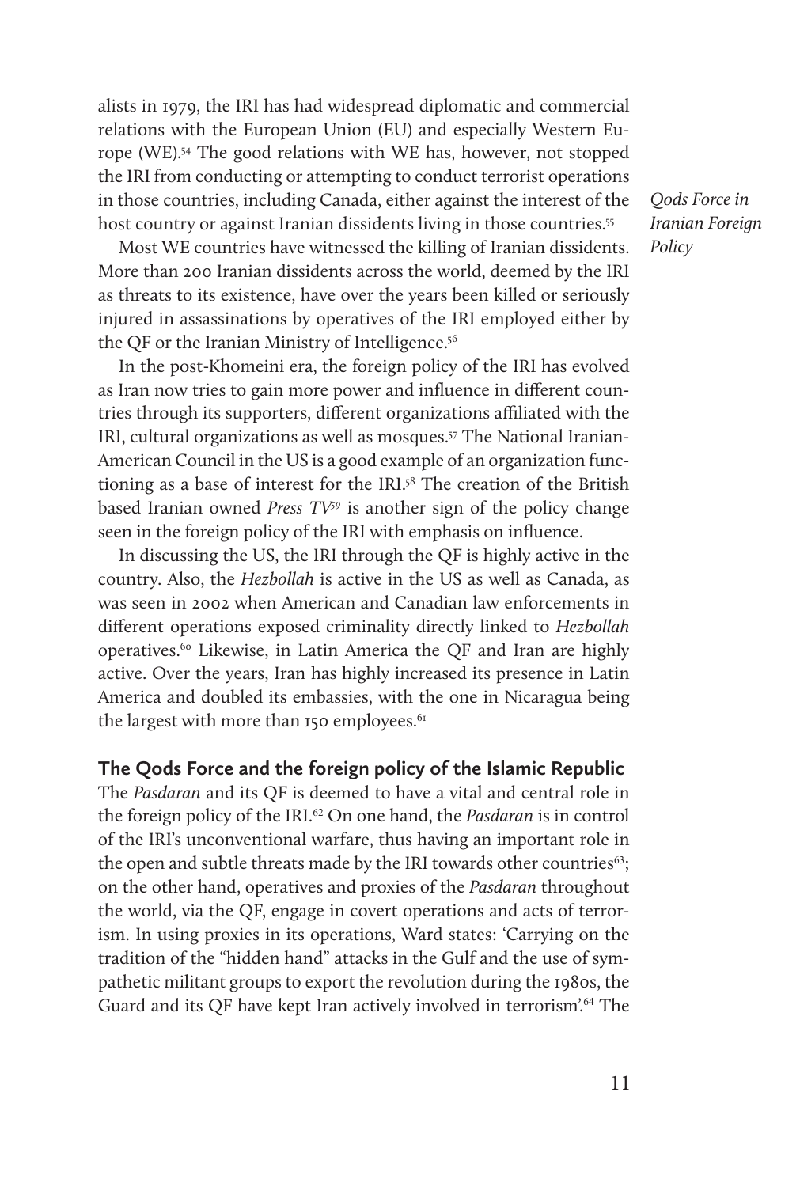alists in 1979, the IRI has had widespread diplomatic and commercial relations with the European Union (EU) and especially Western Europe (WE).[54] The good relations with WE has, however, not stopped the IRI from conducting or attempting to conduct terrorist operations in those countries, including Canada, either against the interest of the host country or against Iranian dissidents living in those countries.[55]

Most WE countries have witnessed the killing of Iranian dissidents. More than 200 Iranian dissidents across the world, deemed by the IRI as threats to its existence, have over the years been killed or seriously injured in assassinations by operatives of the IRI employed either by the QF or the Iranian Ministry of Intelligence.[56]

In the post-Khomeini era, the foreign policy of the IRI has evolved as Iran now tries to gain more power and influence in different countries through its supporters, different organizations affiliated with the IRI, cultural organizations as well as mosques.[57] The National Iranian-American Council in the US is a good example of an organization functioning as a base of interest for the IRI.[58] The creation of the British based Iranian owned *Press TV*[59] is another sign of the policy change seen in the foreign policy of the IRI with emphasis on influence.

In discussing the US, the IRI through the QF is highly active in the country. Also, the *Hezbollah* is active in the US as well as Canada, as was seen in 2002 when American and Canadian law enforcements in different operations exposed criminality directly linked to *Hezbollah* operatives.[60] Likewise, in Latin America the QF and Iran are highly active. Over the years, Iran has highly increased its presence in Latin America and doubled its embassies, with the one in Nicaragua being the largest with more than 150 employees.[61]

## The Qods Force and the foreign policy of the Islamic Republic

The *Pasdaran* and its QF is deemed to have a vital and central role in the foreign policy of the IRI.[62] On one hand, the *Pasdaran* is in control of the IRI's unconventional warfare, thus having an important role in the open and subtle threats made by the IRI towards other countries[63]; on the other hand, operatives and proxies of the *Pasdaran* throughout the world, via the QF, engage in covert operations and acts of terrorism. In using proxies in its operations, Ward states: 'Carrying on the tradition of the "hidden hand" attacks in the Gulf and the use of sympathetic militant groups to export the revolution during the 1980s, the Guard and its QF have kept Iran actively involved in terrorism'.[64] The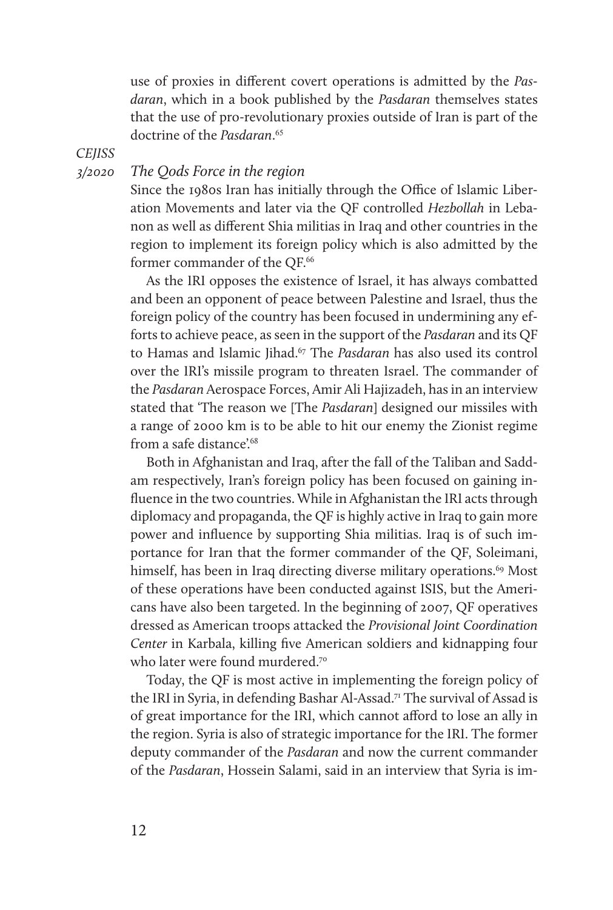use of proxies in different covert operations is admitted by the *Pasdaran*, which in a book published by the *Pasdaran* themselves states that the use of pro-revolutionary proxies outside of Iran is part of the doctrine of the *Pasdaran*.[65]

### *The Qods Force in the region*

Since the 1980s Iran has initially through the Office of Islamic Liberation Movements and later via the QF controlled *Hezbollah* in Lebanon as well as different Shia militias in Iraq and other countries in the region to implement its foreign policy which is also admitted by the former commander of the QF.[66]

As the IRI opposes the existence of Israel, it has always combatted and been an opponent of peace between Palestine and Israel, thus the foreign policy of the country has been focused in undermining any efforts to achieve peace, as seen in the support of the *Pasdaran* and its QF to Hamas and Islamic Jihad.[67] The *Pasdaran* has also used its control over the IRI's missile program to threaten Israel. The commander of the *Pasdaran* Aerospace Forces, Amir Ali Hajizadeh, has in an interview stated that 'The reason we [The *Pasdaran*] designed our missiles with a range of 2000 km is to be able to hit our enemy the Zionist regime from a safe distance'.[68]

Both in Afghanistan and Iraq, after the fall of the Taliban and Saddam respectively, Iran's foreign policy has been focused on gaining influence in the two countries. While in Afghanistan the IRI acts through diplomacy and propaganda, the QF is highly active in Iraq to gain more power and influence by supporting Shia militias. Iraq is of such importance for Iran that the former commander of the QF, Soleimani, himself, has been in Iraq directing diverse military operations.[69] Most of these operations have been conducted against ISIS, but the Americans have also been targeted. In the beginning of 2007, QF operatives dressed as American troops attacked the *Provisional Joint Coordination Center* in Karbala, killing five American soldiers and kidnapping four who later were found murdered.[70]

Today, the QF is most active in implementing the foreign policy of the IRI in Syria, in defending Bashar Al-Assad.[71] The survival of Assad is of great importance for the IRI, which cannot afford to lose an ally in the region. Syria is also of strategic importance for the IRI. The former deputy commander of the *Pasdaran* and now the current commander of the *Pasdaran*, Hossein Salami, said in an interview that Syria is im-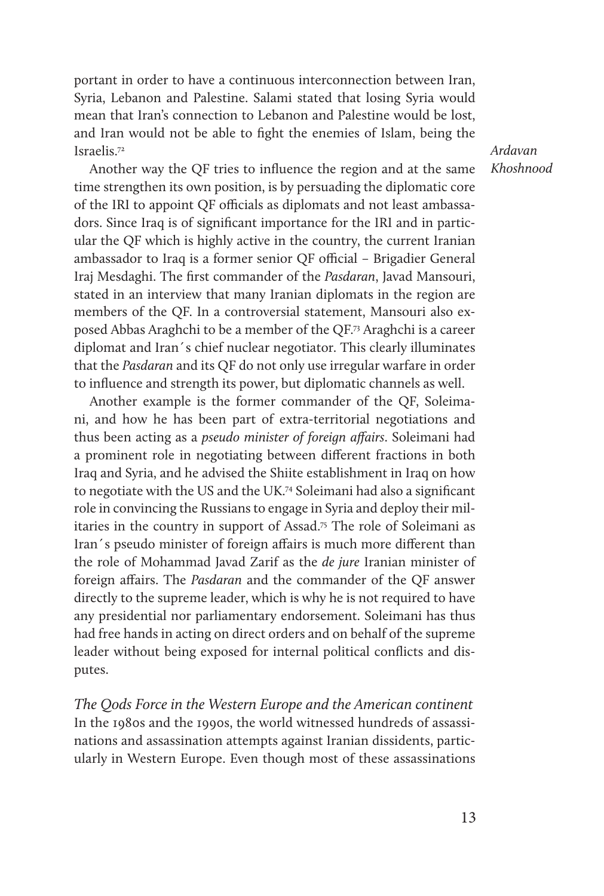portant in order to have a continuous interconnection between Iran, Syria, Lebanon and Palestine. Salami stated that losing Syria would mean that Iran's connection to Lebanon and Palestine would be lost, and Iran would not be able to fight the enemies of Islam, being the Israelis.[72]

Another way the QF tries to influence the region and at the same time strengthen its own position, is by persuading the diplomatic core of the IRI to appoint QF officials as diplomats and not least ambassadors. Since Iraq is of significant importance for the IRI and in particular the QF which is highly active in the country, the current Iranian ambassador to Iraq is a former senior QF official – Brigadier General Iraj Mesdaghi. The first commander of the *Pasdaran*, Javad Mansouri, stated in an interview that many Iranian diplomats in the region are members of the QF. In a controversial statement, Mansouri also exposed Abbas Araghchi to be a member of the QF.[73] Araghchi is a career diplomat and Iran´s chief nuclear negotiator. This clearly illuminates that the *Pasdaran* and its QF do not only use irregular warfare in order to influence and strength its power, but diplomatic channels as well.

Another example is the former commander of the QF, Soleimani, and how he has been part of extra-territorial negotiations and thus been acting as a *pseudo minister of foreign affairs*. Soleimani had a prominent role in negotiating between different fractions in both Iraq and Syria, and he advised the Shiite establishment in Iraq on how to negotiate with the US and the UK.[74] Soleimani had also a significant role in convincing the Russians to engage in Syria and deploy their militaries in the country in support of Assad.[75] The role of Soleimani as Iran´s pseudo minister of foreign affairs is much more different than the role of Mohammad Javad Zarif as the *de jure* Iranian minister of foreign affairs. The *Pasdaran* and the commander of the QF answer directly to the supreme leader, which is why he is not required to have any presidential nor parliamentary endorsement. Soleimani has thus had free hands in acting on direct orders and on behalf of the supreme leader without being exposed for internal political conflicts and disputes.

### *The Qods Force in the Western Europe and the American continent*

In the 1980s and the 1990s, the world witnessed hundreds of assassinations and assassination attempts against Iranian dissidents, particularly in Western Europe. Even though most of these assassinations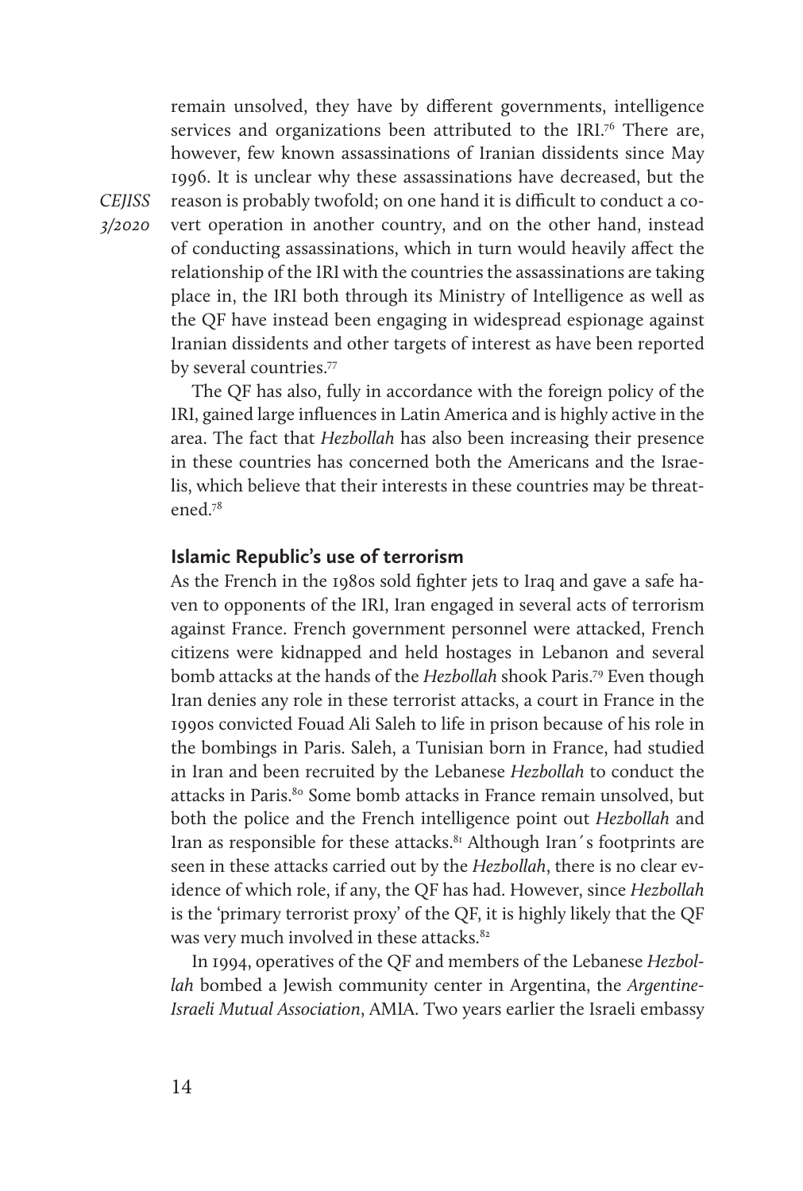remain unsolved, they have by different governments, intelligence services and organizations been attributed to the IRI.[76] There are, however, few known assassinations of Iranian dissidents since May 1996. It is unclear why these assassinations have decreased, but the reason is probably twofold; on one hand it is difficult to conduct a covert operation in another country, and on the other hand, instead of conducting assassinations, which in turn would heavily affect the relationship of the IRI with the countries the assassinations are taking place in, the IRI both through its Ministry of Intelligence as well as the QF have instead been engaging in widespread espionage against Iranian dissidents and other targets of interest as have been reported by several countries.[77]

The QF has also, fully in accordance with the foreign policy of the IRI, gained large influences in Latin America and is highly active in the area. The fact that *Hezbollah* has also been increasing their presence in these countries has concerned both the Americans and the Israelis, which believe that their interests in these countries may be threatened.[78]

## Islamic Republic's use of terrorism

As the French in the 1980s sold fighter jets to Iraq and gave a safe haven to opponents of the IRI, Iran engaged in several acts of terrorism against France. French government personnel were attacked, French citizens were kidnapped and held hostages in Lebanon and several bomb attacks at the hands of the *Hezbollah* shook Paris.[79] Even though Iran denies any role in these terrorist attacks, a court in France in the 1990s convicted Fouad Ali Saleh to life in prison because of his role in the bombings in Paris. Saleh, a Tunisian born in France, had studied in Iran and been recruited by the Lebanese *Hezbollah* to conduct the attacks in Paris.[80] Some bomb attacks in France remain unsolved, but both the police and the French intelligence point out *Hezbollah* and Iran as responsible for these attacks.[81] Although Iran´s footprints are seen in these attacks carried out by the *Hezbollah*, there is no clear evidence of which role, if any, the QF has had. However, since *Hezbollah* is the 'primary terrorist proxy' of the QF, it is highly likely that the QF was very much involved in these attacks.[82]

In 1994, operatives of the QF and members of the Lebanese *Hezbollah* bombed a Jewish community center in Argentina, the *Argentine-Israeli Mutual Association*, AMIA. Two years earlier the Israeli embassy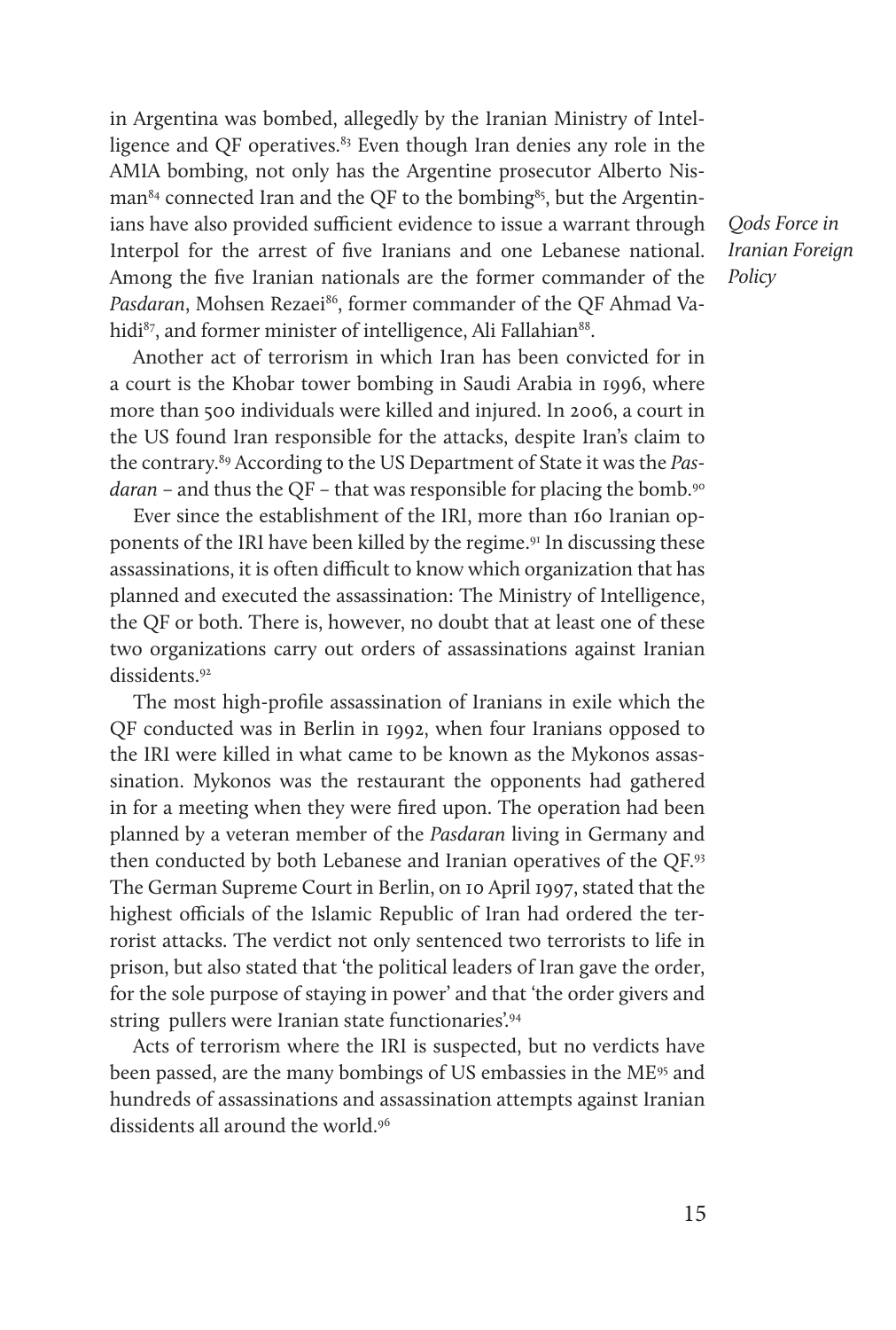in Argentina was bombed, allegedly by the Iranian Ministry of Intelligence and QF operatives.[83] Even though Iran denies any role in the AMIA bombing, not only has the Argentine prosecutor Alberto Nisman[84] connected Iran and the QF to the bombing[85], but the Argentinians have also provided sufficient evidence to issue a warrant through Interpol for the arrest of five Iranians and one Lebanese national. Among the five Iranian nationals are the former commander of the *Pasdaran*, Mohsen Rezaei[86], former commander of the QF Ahmad Vahidi[87], and former minister of intelligence, Ali Fallahian[88].

Another act of terrorism in which Iran has been convicted for in a court is the Khobar tower bombing in Saudi Arabia in 1996, where more than 500 individuals were killed and injured. In 2006, a court in the US found Iran responsible for the attacks, despite Iran's claim to the contrary.[89] According to the US Department of State it was the *Pasdaran* – and thus the QF – that was responsible for placing the bomb.[90]

Ever since the establishment of the IRI, more than 160 Iranian opponents of the IRI have been killed by the regime.[91] In discussing these assassinations, it is often difficult to know which organization that has planned and executed the assassination: The Ministry of Intelligence, the QF or both. There is, however, no doubt that at least one of these two organizations carry out orders of assassinations against Iranian dissidents.[92]

The most high-profile assassination of Iranians in exile which the QF conducted was in Berlin in 1992, when four Iranians opposed to the IRI were killed in what came to be known as the Mykonos assassination. Mykonos was the restaurant the opponents had gathered in for a meeting when they were fired upon. The operation had been planned by a veteran member of the *Pasdaran* living in Germany and then conducted by both Lebanese and Iranian operatives of the QF.[93] The German Supreme Court in Berlin, on 10 April 1997, stated that the highest officials of the Islamic Republic of Iran had ordered the terrorist attacks. The verdict not only sentenced two terrorists to life in prison, but also stated that 'the political leaders of Iran gave the order, for the sole purpose of staying in power' and that 'the order givers and string pullers were Iranian state functionaries'.[94]

Acts of terrorism where the IRI is suspected, but no verdicts have been passed, are the many bombings of US embassies in the ME[95] and hundreds of assassinations and assassination attempts against Iranian dissidents all around the world.[96]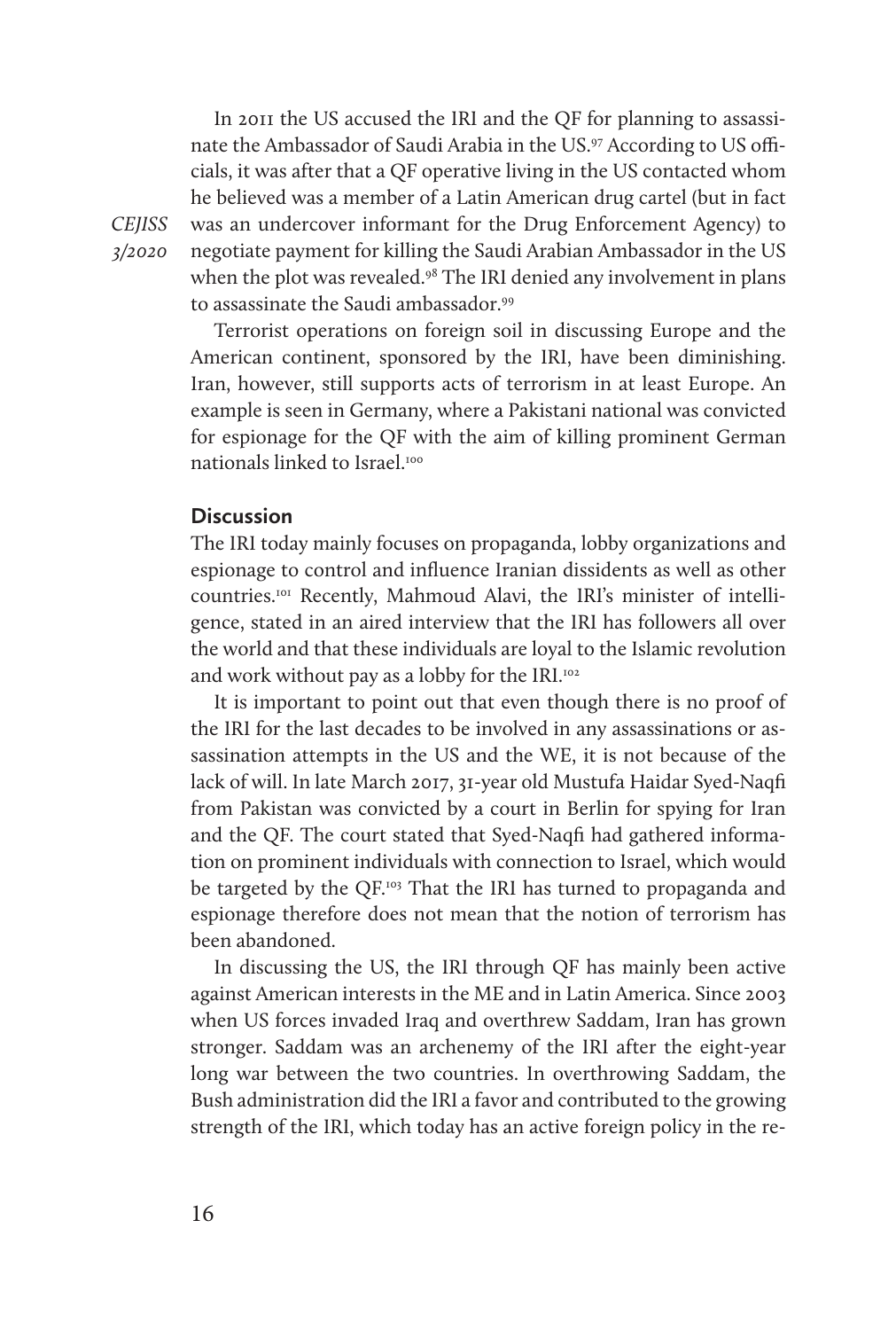In 2011 the US accused the IRI and the QF for planning to assassinate the Ambassador of Saudi Arabia in the US.[97] According to US officials, it was after that a QF operative living in the US contacted whom he believed was a member of a Latin American drug cartel (but in fact was an undercover informant for the Drug Enforcement Agency) to negotiate payment for killing the Saudi Arabian Ambassador in the US when the plot was revealed.[98] The IRI denied any involvement in plans to assassinate the Saudi ambassador.[99]

Terrorist operations on foreign soil in discussing Europe and the American continent, sponsored by the IRI, have been diminishing. Iran, however, still supports acts of terrorism in at least Europe. An example is seen in Germany, where a Pakistani national was convicted for espionage for the QF with the aim of killing prominent German nationals linked to Israel.[100]

## Discussion

The IRI today mainly focuses on propaganda, lobby organizations and espionage to control and influence Iranian dissidents as well as other countries.[101] Recently, Mahmoud Alavi, the IRI's minister of intelligence, stated in an aired interview that the IRI has followers all over the world and that these individuals are loyal to the Islamic revolution and work without pay as a lobby for the IRI.[102]

It is important to point out that even though there is no proof of the IRI for the last decades to be involved in any assassinations or assassination attempts in the US and the WE, it is not because of the lack of will. In late March 2017, 31-year old Mustufa Haidar Syed-Naqfi from Pakistan was convicted by a court in Berlin for spying for Iran and the QF. The court stated that Syed-Naqfi had gathered information on prominent individuals with connection to Israel, which would be targeted by the QF.[103] That the IRI has turned to propaganda and espionage therefore does not mean that the notion of terrorism has been abandoned.

In discussing the US, the IRI through QF has mainly been active against American interests in the ME and in Latin America. Since 2003 when US forces invaded Iraq and overthrew Saddam, Iran has grown stronger. Saddam was an archenemy of the IRI after the eight-year long war between the two countries. In overthrowing Saddam, the Bush administration did the IRI a favor and contributed to the growing strength of the IRI, which today has an active foreign policy in the re-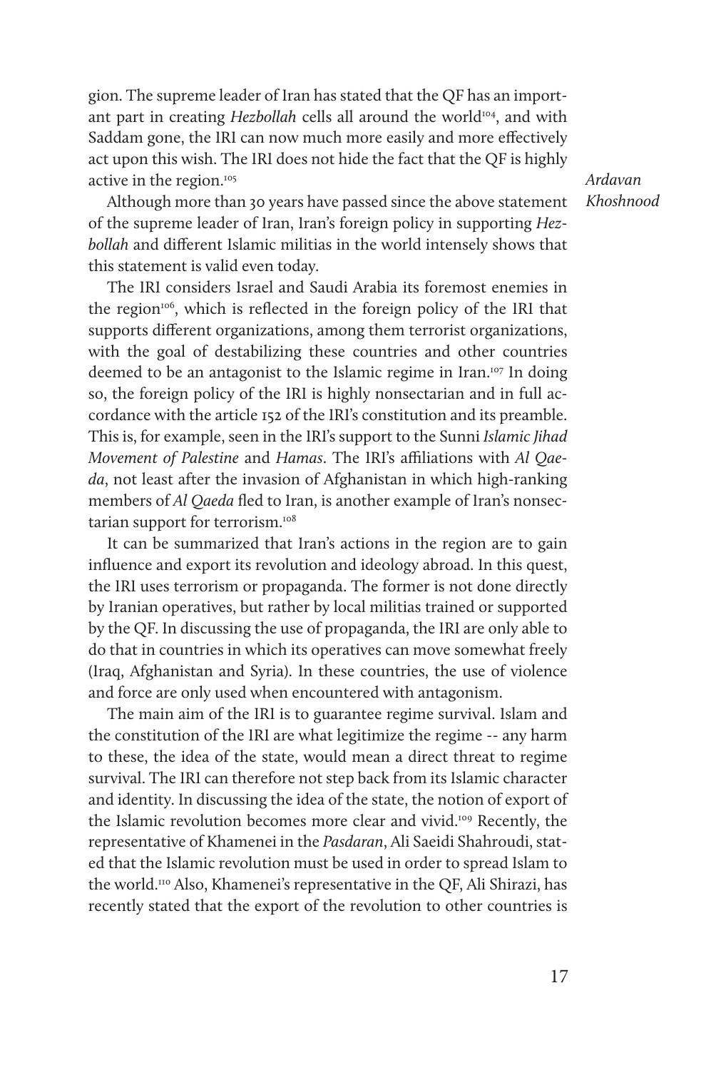gion. The supreme leader of Iran has stated that the QF has an important part in creating *Hezbollah* cells all around the world[104], and with Saddam gone, the IRI can now much more easily and more effectively act upon this wish. The IRI does not hide the fact that the QF is highly active in the region.[105]

Although more than 30 years have passed since the above statement of the supreme leader of Iran, Iran's foreign policy in supporting *Hezbollah* and different Islamic militias in the world intensely shows that this statement is valid even today.

The IRI considers Israel and Saudi Arabia its foremost enemies in the region[106], which is reflected in the foreign policy of the IRI that supports different organizations, among them terrorist organizations, with the goal of destabilizing these countries and other countries deemed to be an antagonist to the Islamic regime in Iran.[107] In doing so, the foreign policy of the IRI is highly nonsectarian and in full accordance with the article 152 of the IRI's constitution and its preamble. This is, for example, seen in the IRI's support to the Sunni *Islamic Jihad Movement of Palestine* and *Hamas*. The IRI's affiliations with *Al Qaeda*, not least after the invasion of Afghanistan in which high-ranking members of *Al Qaeda* fled to Iran, is another example of Iran's nonsectarian support for terrorism.[108]

It can be summarized that Iran's actions in the region are to gain influence and export its revolution and ideology abroad. In this quest, the IRI uses terrorism or propaganda. The former is not done directly by Iranian operatives, but rather by local militias trained or supported by the QF. In discussing the use of propaganda, the IRI are only able to do that in countries in which its operatives can move somewhat freely (Iraq, Afghanistan and Syria). In these countries, the use of violence and force are only used when encountered with antagonism.

The main aim of the IRI is to guarantee regime survival. Islam and the constitution of the IRI are what legitimize the regime -- any harm to these, the idea of the state, would mean a direct threat to regime survival. The IRI can therefore not step back from its Islamic character and identity. In discussing the idea of the state, the notion of export of the Islamic revolution becomes more clear and vivid.[109] Recently, the representative of Khamenei in the *Pasdaran*, Ali Saeidi Shahroudi, stated that the Islamic revolution must be used in order to spread Islam to the world.[110] Also, Khamenei's representative in the QF, Ali Shirazi, has recently stated that the export of the revolution to other countries is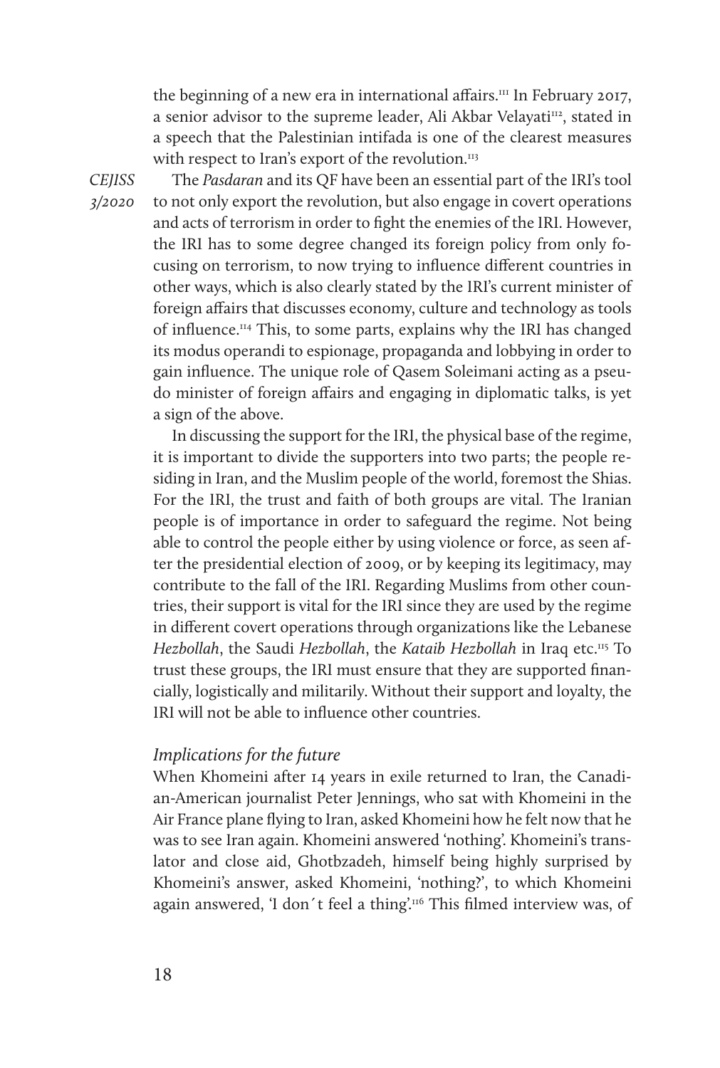the beginning of a new era in international affairs.[111] In February 2017, a senior advisor to the supreme leader, Ali Akbar Velayati[112], stated in a speech that the Palestinian intifada is one of the clearest measures with respect to Iran's export of the revolution.[113]

The *Pasdaran* and its QF have been an essential part of the IRI's tool to not only export the revolution, but also engage in covert operations and acts of terrorism in order to fight the enemies of the IRI. However, the IRI has to some degree changed its foreign policy from only focusing on terrorism, to now trying to influence different countries in other ways, which is also clearly stated by the IRI's current minister of foreign affairs that discusses economy, culture and technology as tools of influence.[114] This, to some parts, explains why the IRI has changed its modus operandi to espionage, propaganda and lobbying in order to gain influence. The unique role of Qasem Soleimani acting as a pseudo minister of foreign affairs and engaging in diplomatic talks, is yet a sign of the above.

In discussing the support for the IRI, the physical base of the regime, it is important to divide the supporters into two parts; the people residing in Iran, and the Muslim people of the world, foremost the Shias. For the IRI, the trust and faith of both groups are vital. The Iranian people is of importance in order to safeguard the regime. Not being able to control the people either by using violence or force, as seen after the presidential election of 2009, or by keeping its legitimacy, may contribute to the fall of the IRI. Regarding Muslims from other countries, their support is vital for the IRI since they are used by the regime in different covert operations through organizations like the Lebanese *Hezbollah*, the Saudi *Hezbollah*, the *Kataib Hezbollah* in Iraq etc.[115] To trust these groups, the IRI must ensure that they are supported financially, logistically and militarily. Without their support and loyalty, the IRI will not be able to influence other countries.

### *Implications for the future*

When Khomeini after 14 years in exile returned to Iran, the Canadian-American journalist Peter Jennings, who sat with Khomeini in the Air France plane flying to Iran, asked Khomeini how he felt now that he was to see Iran again. Khomeini answered 'nothing'. Khomeini's translator and close aid, Ghotbzadeh, himself being highly surprised by Khomeini's answer, asked Khomeini, 'nothing?', to which Khomeini again answered, 'I don´t feel a thing'.[116] This filmed interview was, of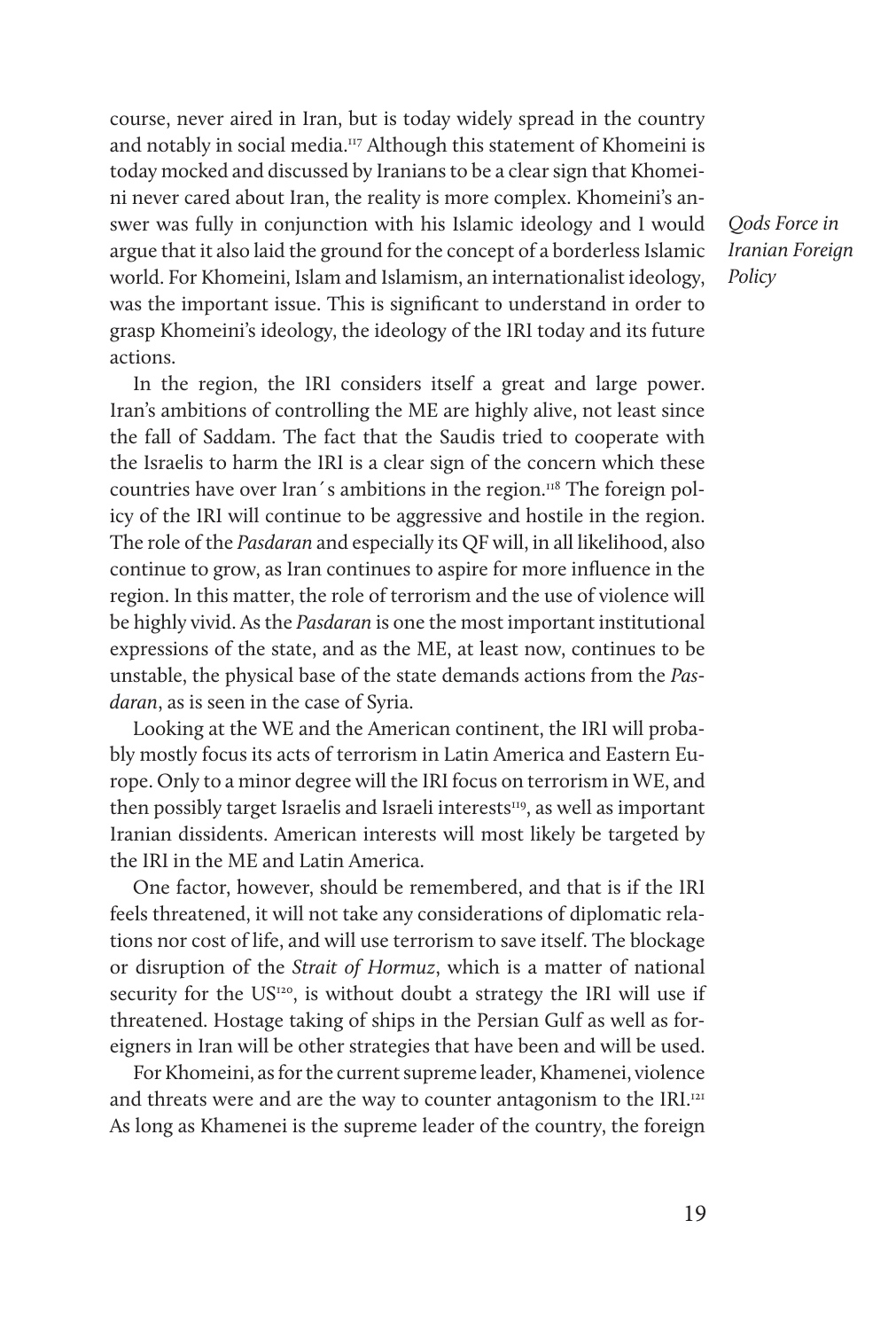course, never aired in Iran, but is today widely spread in the country and notably in social media.[117] Although this statement of Khomeini is today mocked and discussed by Iranians to be a clear sign that Khomeini never cared about Iran, the reality is more complex. Khomeini's answer was fully in conjunction with his Islamic ideology and I would argue that it also laid the ground for the concept of a borderless Islamic world. For Khomeini, Islam and Islamism, an internationalist ideology, was the important issue. This is significant to understand in order to grasp Khomeini's ideology, the ideology of the IRI today and its future actions.

In the region, the IRI considers itself a great and large power. Iran's ambitions of controlling the ME are highly alive, not least since the fall of Saddam. The fact that the Saudis tried to cooperate with the Israelis to harm the IRI is a clear sign of the concern which these countries have over Iran´s ambitions in the region.[118] The foreign policy of the IRI will continue to be aggressive and hostile in the region. The role of the *Pasdaran* and especially its QF will, in all likelihood, also continue to grow, as Iran continues to aspire for more influence in the region. In this matter, the role of terrorism and the use of violence will be highly vivid. As the *Pasdaran* is one the most important institutional expressions of the state, and as the ME, at least now, continues to be unstable, the physical base of the state demands actions from the *Pasdaran*, as is seen in the case of Syria.

Looking at the WE and the American continent, the IRI will probably mostly focus its acts of terrorism in Latin America and Eastern Europe. Only to a minor degree will the IRI focus on terrorism in WE, and then possibly target Israelis and Israeli interests[119], as well as important Iranian dissidents. American interests will most likely be targeted by the IRI in the ME and Latin America.

One factor, however, should be remembered, and that is if the IRI feels threatened, it will not take any considerations of diplomatic relations nor cost of life, and will use terrorism to save itself. The blockage or disruption of the *Strait of Hormuz*, which is a matter of national security for the US[120], is without doubt a strategy the IRI will use if threatened. Hostage taking of ships in the Persian Gulf as well as foreigners in Iran will be other strategies that have been and will be used.

For Khomeini, as for the current supreme leader, Khamenei, violence and threats were and are the way to counter antagonism to the IRI.[121] As long as Khamenei is the supreme leader of the country, the foreign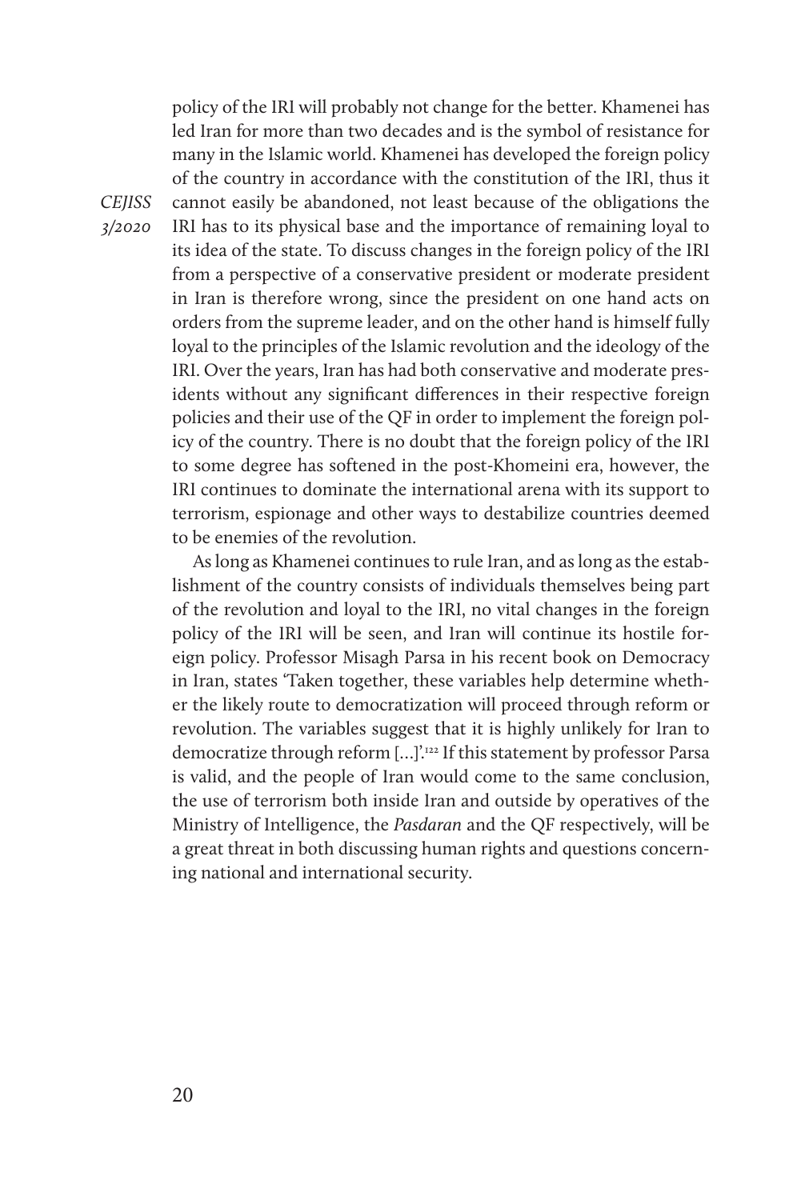policy of the IRI will probably not change for the better. Khamenei has led Iran for more than two decades and is the symbol of resistance for many in the Islamic world. Khamenei has developed the foreign policy of the country in accordance with the constitution of the IRI, thus it cannot easily be abandoned, not least because of the obligations the IRI has to its physical base and the importance of remaining loyal to its idea of the state. To discuss changes in the foreign policy of the IRI from a perspective of a conservative president or moderate president in Iran is therefore wrong, since the president on one hand acts on orders from the supreme leader, and on the other hand is himself fully loyal to the principles of the Islamic revolution and the ideology of the IRI. Over the years, Iran has had both conservative and moderate presidents without any significant differences in their respective foreign policies and their use of the QF in order to implement the foreign policy of the country. There is no doubt that the foreign policy of the IRI to some degree has softened in the post-Khomeini era, however, the IRI continues to dominate the international arena with its support to terrorism, espionage and other ways to destabilize countries deemed to be enemies of the revolution.

As long as Khamenei continues to rule Iran, and as long as the establishment of the country consists of individuals themselves being part of the revolution and loyal to the IRI, no vital changes in the foreign policy of the IRI will be seen, and Iran will continue its hostile foreign policy. Professor Misagh Parsa in his recent book on Democracy in Iran, states 'Taken together, these variables help determine whether the likely route to democratization will proceed through reform or revolution. The variables suggest that it is highly unlikely for Iran to democratize through reform [...]'.[122] If this statement by professor Parsa is valid, and the people of Iran would come to the same conclusion, the use of terrorism both inside Iran and outside by operatives of the Ministry of Intelligence, the *Pasdaran* and the QF respectively, will be a great threat in both discussing human rights and questions concerning national and international security.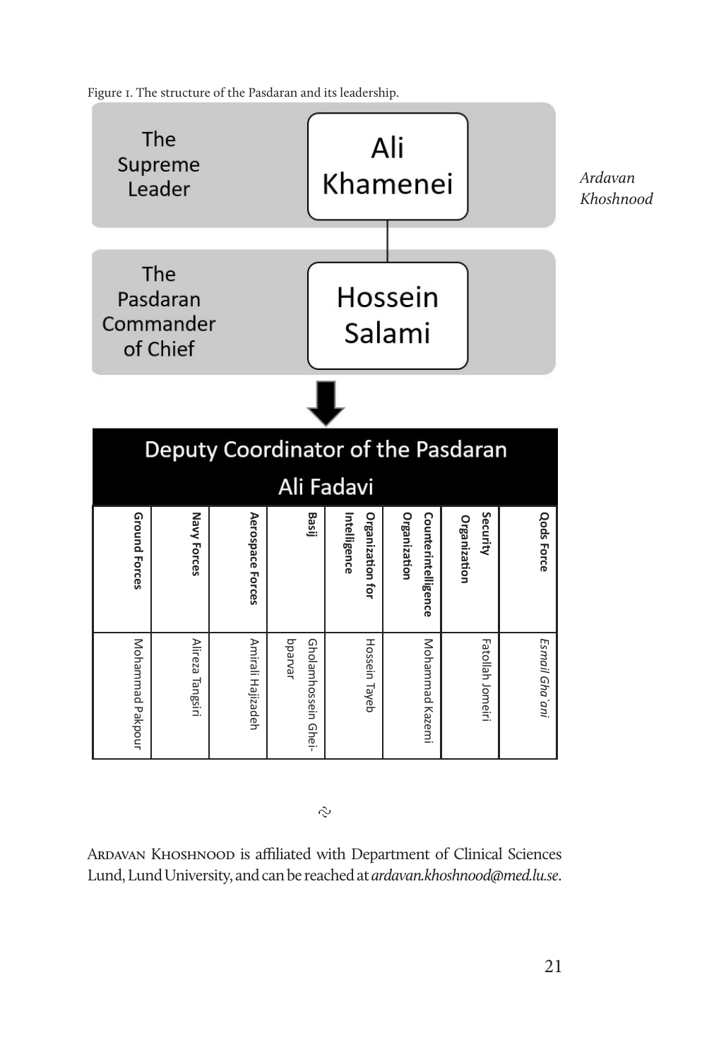Figure 1. The structure of the Pasdaran and its leadership.

| The Supreme Leader | Ali Khamenei |
|---|---|
| The Pasdaran Commander of Chief | Hossein Salami |

**Deputy Coordinator of the Pasdaran**

**Ali Fadavi**

| Ground Forces | Navy Forces | Aerospace Forces | Basij | Organization for Intelligence | Counterintelligence Organization | Security Organization | Qods Force |
|---|---|---|---|---|---|---|---|
| Mohammad Pakpour | Alireza Tangsiri | Amirali Hajizadeh | Gholamhossein Gheibparvar | Hossein Tayeb | Mohammad Kazemi | Fatollah Jomeiri | *Esmail Gha`ani* |

Ardavan Khoshnood is affiliated with Department of Clinical Sciences Lund, Lund University, and can be reached at *ardavan.khoshnood@med.lu.se*.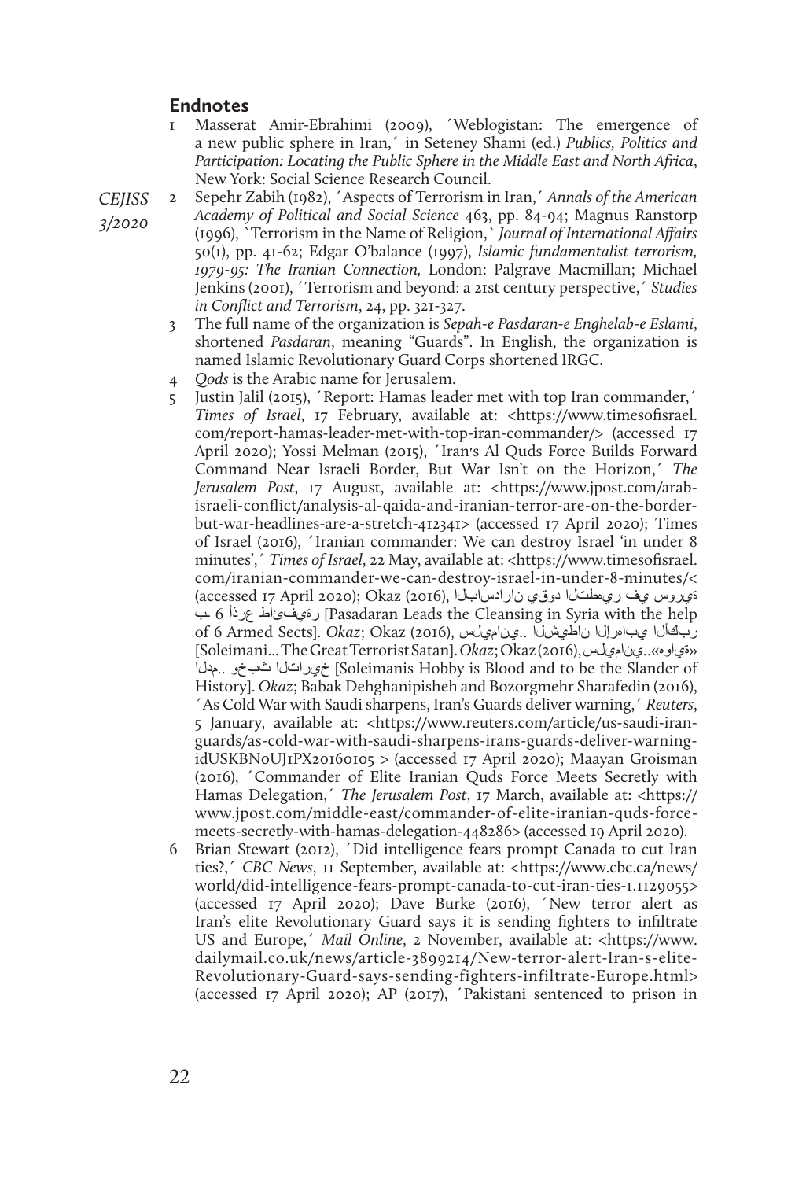## Endnotes

1 Masserat Amir-Ebrahimi (2009), ´Weblogistan: The emergence of a new public sphere in Iran,´ in Seteney Shami (ed.) *Publics, Politics and Participation: Locating the Public Sphere in the Middle East and North Africa*, New York: Social Science Research Council.

2 Sepehr Zabih (1982), ´Aspects of Terrorism in Iran,´ *Annals of the American Academy of Political and Social Science* 463, pp. 84-94; Magnus Ranstorp (1996), `Terrorism in the Name of Religion,` *Journal of International Affairs* 50(1), pp. 41-62; Edgar O'balance (1997), *Islamic fundamentalist terrorism, 1979-95: The Iranian Connection,* London: Palgrave Macmillan; Michael Jenkins (2001), ´Terrorism and beyond: a 21st century perspective,´ *Studies in Conflict and Terrorism*, 24, pp. 321-327.

3 The full name of the organization is *Sepah-e Pasdaran-e Enghelab-e Eslami*, shortened *Pasdaran*, meaning "Guards". In English, the organization is named Islamic Revolutionary Guard Corps shortened IRGC.

4 *Qods* is the Arabic name for Jerusalem.

5 Justin Jalil (2015), ´Report: Hamas leader met with top Iran commander,´ *Times of Israel*, 17 February, available at: <https://www.timesofisrael.com/report-hamas-leader-met-with-top-iran-commander/> (accessed 17 April 2020); Yossi Melman (2015), ´Iran's Al Quds Force Builds Forward Command Near Israeli Border, But War Isn't on the Horizon,´ *The Jerusalem Post*, 17 August, available at: <https://www.jpost.com/arab-israeli-conflict/analysis-al-qaida-and-iranian-terror-are-on-the-border-but-war-headlines-are-a-stretch-412341> (accessed 17 April 2020); Times of Israel (2016), ´Iranian commander: We can destroy Israel 'in under 8 minutes',´ *Times of Israel*, 22 May, available at: <https://www.timesofisrael.com/iranian-commander-we-can-destroy-israel-in-under-8-minutes/< (accessed 17 April 2020); Okaz (2016), الباسدران تقود التطهير في سورية بـ 6 أذرع طائفية [Pasadaran Leads the Cleansing in Syria with the help of 6 Armed Sects]. *Okaz*; Okaz (2016), سليماني.. الشيطان الإرهابي الأكبر [Soleimani... The Great Terrorist Satan]. *Okaz*; Okaz (2016), سليماني..«هوايته» الدم.. وخبث التاريخ [Soleimanis Hobby is Blood and to be the Slander of History]. *Okaz*; Babak Dehghanipisheh and Bozorgmehr Sharafedin (2016), ´As Cold War with Saudi sharpens, Iran's Guards deliver warning,´ *Reuters*, 5 January, available at: <https://www.reuters.com/article/us-saudi-iran-guards/as-cold-war-with-saudi-sharpens-irans-guards-deliver-warning-idUSKBN0UJ1PX20160105 > (accessed 17 April 2020); Maayan Groisman (2016), ´Commander of Elite Iranian Quds Force Meets Secretly with Hamas Delegation,´ *The Jerusalem Post*, 17 March, available at: <https://www.jpost.com/middle-east/commander-of-elite-iranian-quds-force-meets-secretly-with-hamas-delegation-448286> (accessed 19 April 2020).

6 Brian Stewart (2012), ´Did intelligence fears prompt Canada to cut Iran ties?,´ *CBC News*, 11 September, available at: <https://www.cbc.ca/news/world/did-intelligence-fears-prompt-canada-to-cut-iran-ties-1.1129055> (accessed 17 April 2020); Dave Burke (2016), ´New terror alert as Iran's elite Revolutionary Guard says it is sending fighters to infiltrate US and Europe,´ *Mail Online*, 2 November, available at: <https://www.dailymail.co.uk/news/article-3899214/New-terror-alert-Iran-s-elite-Revolutionary-Guard-says-sending-fighters-infiltrate-Europe.html> (accessed 17 April 2020); AP (2017), ´Pakistani sentenced to prison in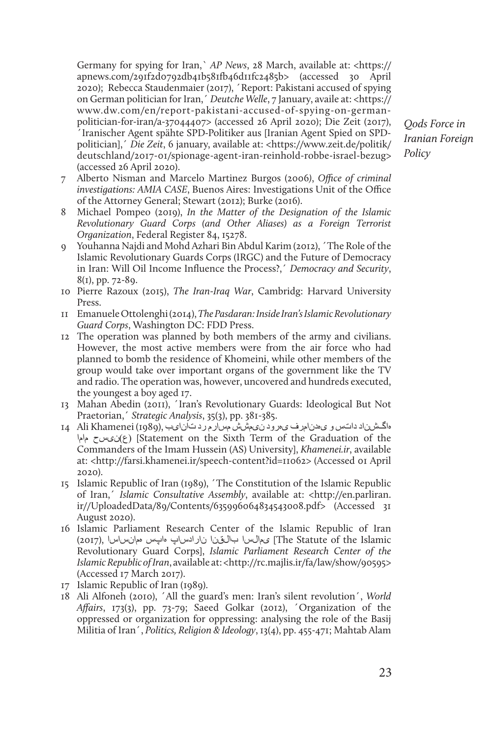Germany for spying for Iran,` *AP News*, 28 March, available at: <https://apnews.com/291f2d0792db41b581fb46d11fc2485b> (accessed 30 April 2020); Rebecca Staudenmaier (2017), ´Report: Pakistani accused of spying on German politician for Iran,´ *Deutche Welle*, 7 January, availe at: <https://www.dw.com/en/report-pakistani-accused-of-spying-on-german-politician-for-iran/a-37044407> (accessed 26 April 2020); Die Zeit (2017), ´Iranischer Agent spähte SPD-Politiker aus [Iranian Agent Spied on SPD-politician],´ *Die Zeit*, 6 january, available at: <https://www.zeit.de/politik/deutschland/2017-01/spionage-agent-iran-reinhold-robbe-israel-bezug> (accessed 26 April 2020).

7 Alberto Nisman and Marcelo Martinez Burgos (2006), *Office of criminal investigations: AMIA CASE*, Buenos Aires: Investigations Unit of the Office of the Attorney General; Stewart (2012); Burke (2016).

8 Michael Pompeo (2019), *In the Matter of the Designation of the Islamic Revolutionary Guard Corps (and Other Aliases) as a Foreign Terrorist Organization*, Federal Register 84, 15278.

9 Youhanna Najdi and Mohd Azhari Bin Abdul Karim (2012), ´The Role of the Islamic Revolutionary Guards Corps (IRGC) and the Future of Democracy in Iran: Will Oil Income Influence the Process?,´ *Democracy and Security*, 8(1), pp. 72-89.

10 Pierre Razoux (2015), *The Iran-Iraq War*, Cambridg: Harvard University Press.

11 Emanuele Ottolenghi (2014), *The Pasdaran: Inside Iran's Islamic Revolutionary Guard Corps*, Washington DC: FDD Press.

12 The operation was planned by both members of the army and civilians. However, the most active members were from the air force who had planned to bomb the residence of Khomeini, while other members of the group would take over important organs of the government like the TV and radio. The operation was, however, uncovered and hundreds executed, the youngest a boy aged 17.

13 Mahan Abedin (2011), ´Iran's Revolutionary Guards: Ideological But Not Praetorian,´ *Strategic Analysis*, 35(3), pp. 381-385.

14 Ali Khamenei (1989), بیانات در مراسم ششمین دوره فرماندهی و ستاد دانشگاه امام حسین(ع) [Statement on the Sixth Term of the Graduation of the Commanders of the Imam Hussein (AS) University], *Khamenei.ir*, available at: <http://farsi.khamenei.ir/speech-content?id=11062> (Accessed 01 April 2020).

15 Islamic Republic of Iran (1989), ´The Constitution of the Islamic Republic of Iran,´ *Islamic Consultative Assembly*, available at: <http://en.parliran.ir//UploadedData/89/Contents/635996064834543008.pdf> (Accessed 31 August 2020).

16 Islamic Parliament Research Center of the Islamic Republic of Iran (2017), اساسنامه سپاه پاسداران انقلاب اسلامی [The Statute of the Islamic Revolutionary Guard Corps], *Islamic Parliament Research Center of the Islamic Republic of Iran*, available at: <http://rc.majlis.ir/fa/law/show/90595> (Accessed 17 March 2017).

17 Islamic Republic of Iran (1989).

18 Ali Alfoneh (2010), ´All the guard's men: Iran's silent revolution´, *World Affairs*, 173(3), pp. 73-79; Saeed Golkar (2012), ´Organization of the oppressed or organization for oppressing: analysing the role of the Basij Militia of Iran´, *Politics, Religion & Ideology*, 13(4), pp. 455-471; Mahtab Alam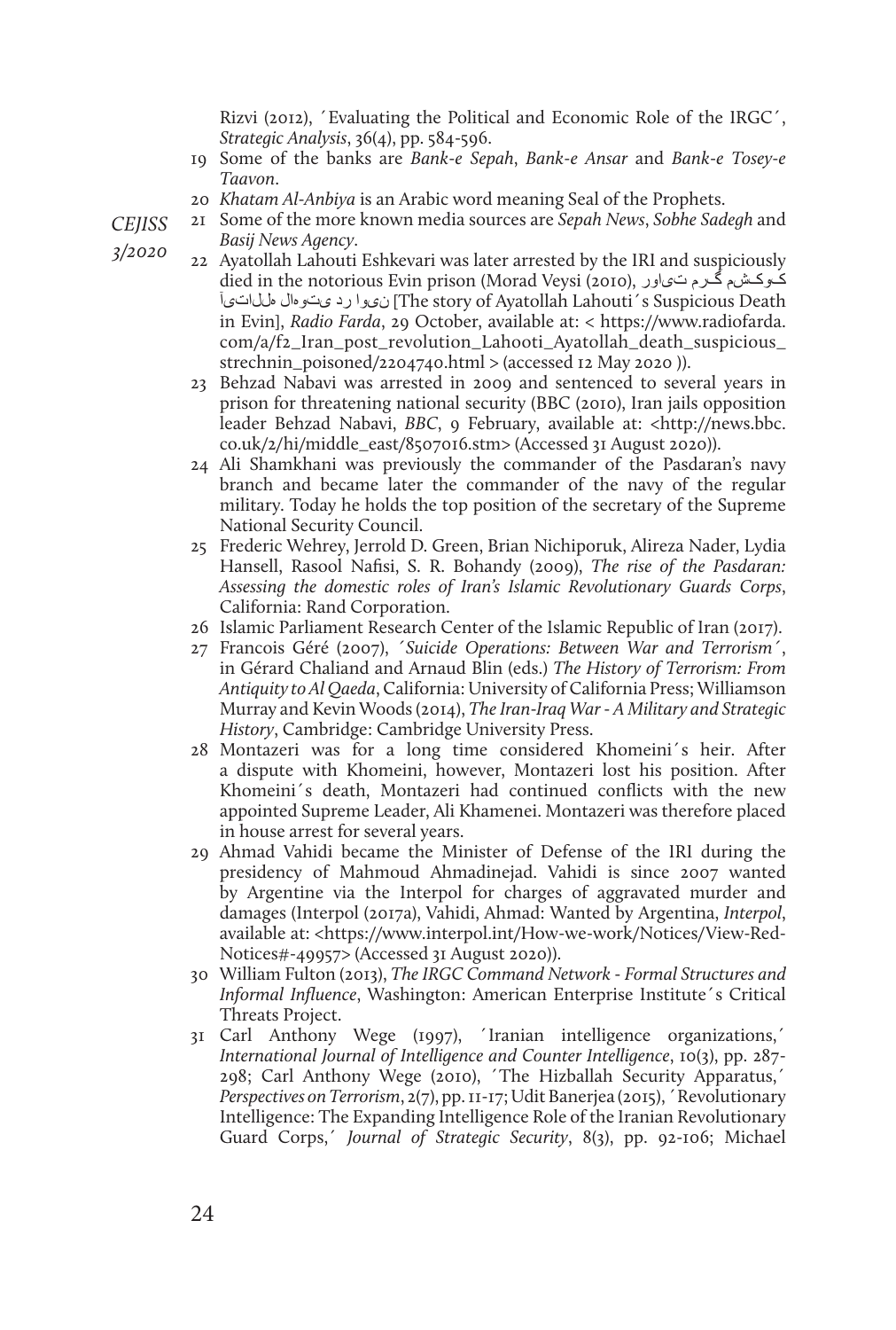Rizvi (2012), ´Evaluating the Political and Economic Role of the IRGC´, *Strategic Analysis*, 36(4), pp. 584-596.

19 Some of the banks are *Bank-e Sepah*, *Bank-e Ansar* and *Bank-e Tosey-e Taavon*.

20 *Khatam Al-Anbiya* is an Arabic word meaning Seal of the Prophets.

21 Some of the more known media sources are *Sepah News*, *Sobhe Sadegh* and *Basij News Agency*.

22 Ayatollah Lahouti Eshkevari was later arrested by the IRI and suspiciously died in the notorious Evin prison (Morad Veysi (2010), روایت مرگ مشکوک آیتالله لاهوتی در اوین [The story of Ayatollah Lahouti´s Suspicious Death in Evin], *Radio Farda*, 29 October, available at: < https://www.radiofarda.com/a/f2_Iran_post_revolution_Lahooti_Ayatollah_death_suspicious_strechnin_poisoned/2204740.html > (accessed 12 May 2020 )).

23 Behzad Nabavi was arrested in 2009 and sentenced to several years in prison for threatening national security (BBC (2010), Iran jails opposition leader Behzad Nabavi, *BBC*, 9 February, available at: <http://news.bbc.co.uk/2/hi/middle_east/8507016.stm> (Accessed 31 August 2020)).

24 Ali Shamkhani was previously the commander of the Pasdaran's navy branch and became later the commander of the navy of the regular military. Today he holds the top position of the secretary of the Supreme National Security Council.

25 Frederic Wehrey, Jerrold D. Green, Brian Nichiporuk, Alireza Nader, Lydia Hansell, Rasool Nafisi, S. R. Bohandy (2009), *The rise of the Pasdaran: Assessing the domestic roles of Iran's Islamic Revolutionary Guards Corps*, California: Rand Corporation.

26 Islamic Parliament Research Center of the Islamic Republic of Iran (2017).

27 Francois Géré (2007), ´*Suicide Operations: Between War and Terrorism*´, in Gérard Chaliand and Arnaud Blin (eds.) *The History of Terrorism: From Antiquity to Al Qaeda*, California: University of California Press; Williamson Murray and Kevin Woods (2014), *The Iran-Iraq War - A Military and Strategic History*, Cambridge: Cambridge University Press.

28 Montazeri was for a long time considered Khomeini´s heir. After a dispute with Khomeini, however, Montazeri lost his position. After Khomeini´s death, Montazeri had continued conflicts with the new appointed Supreme Leader, Ali Khamenei. Montazeri was therefore placed in house arrest for several years.

29 Ahmad Vahidi became the Minister of Defense of the IRI during the presidency of Mahmoud Ahmadinejad. Vahidi is since 2007 wanted by Argentine via the Interpol for charges of aggravated murder and damages (Interpol (2017a), Vahidi, Ahmad: Wanted by Argentina, *Interpol*, available at: <https://www.interpol.int/How-we-work/Notices/View-Red-Notices#-49957> (Accessed 31 August 2020)).

30 William Fulton (2013), *The IRGC Command Network - Formal Structures and Informal Influence*, Washington: American Enterprise Institute´s Critical Threats Project.

31 Carl Anthony Wege (1997), ´Iranian intelligence organizations,´ *International Journal of Intelligence and Counter Intelligence*, 10(3), pp. 287-298; Carl Anthony Wege (2010), ´The Hizballah Security Apparatus,´ *Perspectives on Terrorism*, 2(7), pp. 11-17; Udit Banerjea (2015), ´Revolutionary Intelligence: The Expanding Intelligence Role of the Iranian Revolutionary Guard Corps,´ *Journal of Strategic Security*, 8(3), pp. 92-106; Michael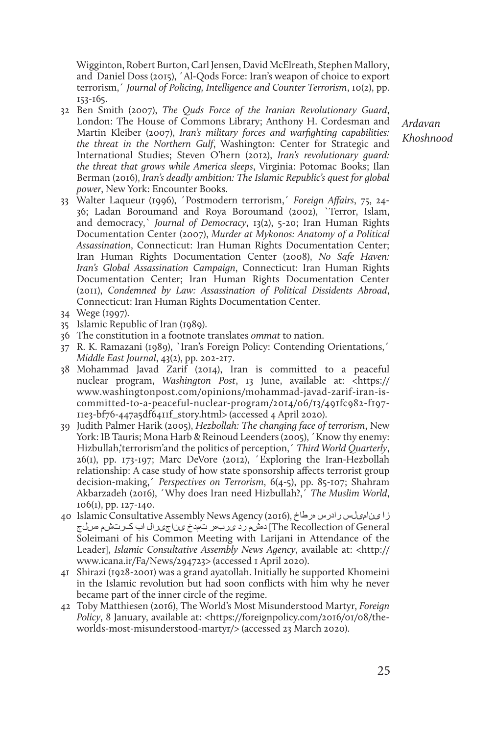Wigginton, Robert Burton, Carl Jensen, David McElreath, Stephen Mallory, and Daniel Doss (2015), ´Al-Qods Force: Iran's weapon of choice to export terrorism,´ *Journal of Policing, Intelligence and Counter Terrorism*, 10(2), pp. 153-165.

32 Ben Smith (2007), *The Quds Force of the Iranian Revolutionary Guard*, London: The House of Commons Library; Anthony H. Cordesman and Martin Kleiber (2007), *Iran's military forces and warfighting capabilities: the threat in the Northern Gulf*, Washington: Center for Strategic and International Studies; Steven O'hern (2012), *Iran's revolutionary guard: the threat that grows while America sleeps*, Virginia: Potomac Books; Ilan Berman (2016), *Iran's deadly ambition: The Islamic Republic's quest for global power*, New York: Encounter Books.

33 Walter Laqueur (1996), ´Postmodern terrorism,´ *Foreign Affairs*, 75, 24-36; Ladan Boroumand and Roya Boroumand (2002), `Terror, Islam, and democracy,` *Journal of Democracy*, 13(2), 5-20; Iran Human Rights Documentation Center (2007), *Murder at Mykonos: Anatomy of a Political Assassination*, Connecticut: Iran Human Rights Documentation Center; Iran Human Rights Documentation Center (2008), *No Safe Haven: Iran's Global Assassination Campaign*, Connecticut: Iran Human Rights Documentation Center; Iran Human Rights Documentation Center (2011), *Condemned by Law: Assassination of Political Dissidents Abroad*, Connecticut: Iran Human Rights Documentation Center.

34 Wege (1997).

35 Islamic Republic of Iran (1989).

36 The constitution in a footnote translates *ommat* to nation.

37 R. K. Ramazani (1989), `Iran's Foreign Policy: Contending Orientations,´ *Middle East Journal*, 43(2), pp. 202-217.

38 Mohammad Javad Zarif (2014), Iran is committed to a peaceful nuclear program, *Washington Post*, 13 June, available at: <https://www.washingtonpost.com/opinions/mohammad-javad-zarif-iran-is-committed-to-a-peaceful-nuclear-program/2014/06/13/491fc982-f197-11e3-bf76-447a5df6411f_story.html> (accessed 4 April 2020).

39 Judith Palmer Harik (2005), *Hezbollah: The changing face of terrorism*, New York: IB Tauris; Mona Harb & Reinoud Leenders (2005), ´Know thy enemy: Hizbullah,'terrorism'and the politics of perception,´ *Third World Quarterly*, 26(1), pp. 173-197; Marc DeVore (2012), ´Exploring the Iran-Hezbollah relationship: A case study of how state sponsorship affects terrorist group decision-making,´ *Perspectives on Terrorism*, 6(4-5), pp. 85-107; Shahram Akbarzadeh (2016), ´Why does Iran need Hizbullah?,´ *The Muslim World*, 106(1), pp. 127-140.

40 Islamic Consultative Assembly News Agency (2016), خاطره سردار سلیمانی از جلسه مشترک با لاریجانی در خدمت رهبری در مشهد [The Recollection of General Soleimani of his Common Meeting with Larijani in Attendance of the Leader], *Islamic Consultative Assembly News Agency*, available at: <http://www.icana.ir/Fa/News/294723> (accessed 1 April 2020).

41 Shirazi (1928-2001) was a grand ayatollah. Initially he supported Khomeini in the Islamic revolution but had soon conflicts with him why he never became part of the inner circle of the regime.

42 Toby Matthiesen (2016), The World's Most Misunderstood Martyr, *Foreign Policy*, 8 January, available at: <https://foreignpolicy.com/2016/01/08/the-worlds-most-misunderstood-martyr/> (accessed 23 March 2020).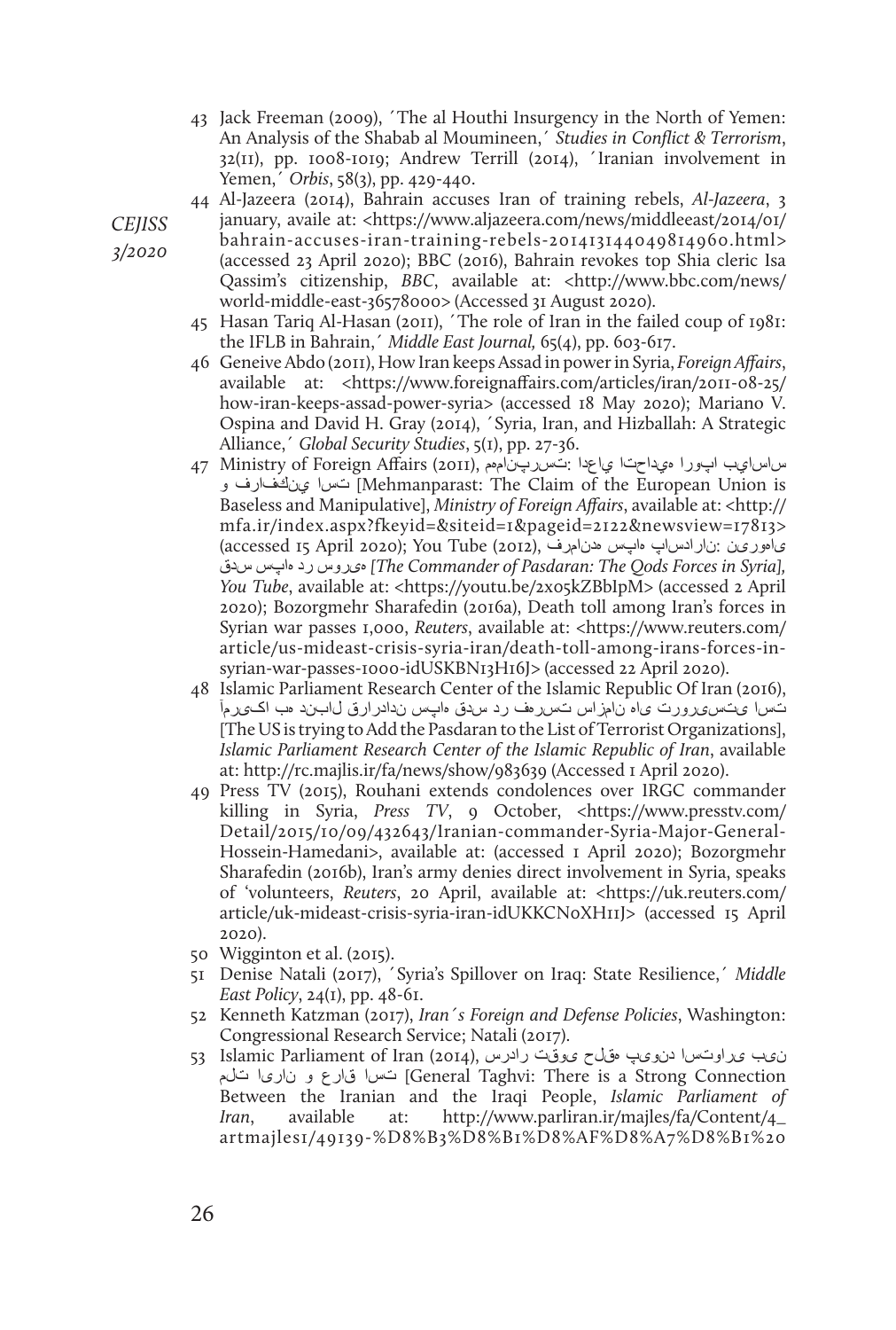43 Jack Freeman (2009), ´The al Houthi Insurgency in the North of Yemen: An Analysis of the Shabab al Moumineen,´ *Studies in Conflict & Terrorism*, 32(11), pp. 1008-1019; Andrew Terrill (2014), ´Iranian involvement in Yemen,´ *Orbis*, 58(3), pp. 429-440.

44 Al-Jazeera (2014), Bahrain accuses Iran of training rebels, *Al-Jazeera*, 3 january, availe at: <https://www.aljazeera.com/news/middleeast/2014/01/bahrain-accuses-iran-training-rebels-201413144049814960.html> (accessed 23 April 2020); BBC (2016), Bahrain revokes top Shia cleric Isa Qassim's citizenship, *BBC*, available at: <http://www.bbc.com/news/world-middle-east-36578000> (Accessed 31 August 2020).

45 Hasan Tariq Al-Hasan (2011), ´The role of Iran in the failed coup of 1981: the IFLB in Bahrain,´ *Middle East Journal,* 65(4), pp. 603-617.

46 Geneive Abdo (2011), How Iran keeps Assad in power in Syria, *Foreign Affairs*, available at: <https://www.foreignaffairs.com/articles/iran/2011-08-25/how-iran-keeps-assad-power-syria> (accessed 18 May 2020); Mariano V. Ospina and David H. Gray (2014), ´Syria, Iran, and Hizballah: A Strategic Alliance,´ *Global Security Studies*, 5(1), pp. 27-36.

47 Ministry of Foreign Affairs (2011), مهمانپرست: ادعای اتحادیه اروپا بی‌اساس و فرافکنی است [Mehmanparast: The Claim of the European Union is Baseless and Manipulative], *Ministry of Foreign Affairs*, available at: <http://mfa.ir/index.aspx?fkeyid=&siteid=1&pageid=2122&newsview=17813> (accessed 15 April 2020); You Tube (2012), فرمانده سپاه پاسداران: نیروی قدس سپاه در سوریه *[The Commander of Pasdaran: The Qods Forces in Syria], You Tube*, available at: <https://youtu.be/2x05kZBbIpM> (accessed 2 April 2020); Bozorgmehr Sharafedin (2016a), Death toll among Iran's forces in Syrian war passes 1,000, *Reuters*, available at: <https://www.reuters.com/article/us-mideast-crisis-syria-iran/death-toll-among-irans-forces-in-syrian-war-passes-1000-idUSKBN13H16J> (accessed 22 April 2020).

48 Islamic Parliament Research Center of the Islamic Republic Of Iran (2016), آمریکا به دنبال قراردادن سپاه قدس در فهرست سازمان های تروریستی است [The US is trying to Add the Pasdaran to the List of Terrorist Organizations], *Islamic Parliament Research Center of the Islamic Republic of Iran*, available at: http://rc.majlis.ir/fa/news/show/983639 (Accessed 1 April 2020).

49 Press TV (2015), Rouhani extends condolences over IRGC commander killing in Syria, *Press TV*, 9 October, <https://www.presstv.com/Detail/2015/10/09/432643/Iranian-commander-Syria-Major-General-Hossein-Hamedani>, available at: (accessed 1 April 2020); Bozorgmehr Sharafedin (2016b), Iran's army denies direct involvement in Syria, speaks of 'volunteers, *Reuters*, 20 April, available at: <https://uk.reuters.com/article/uk-mideast-crisis-syria-iran-idUKKCN0XH11J> (accessed 15 April 2020).

50 Wigginton et al. (2015).

51 Denise Natali (2017), ´Syria's Spillover on Iraq: State Resilience,´ *Middle East Policy*, 24(1), pp. 48-61.

52 Kenneth Katzman (2017), *Iran´s Foreign and Defense Policies*, Washington: Congressional Research Service; Natali (2017).

53 Islamic Parliament of Iran (2014), سردار تقوی: حلقه پیوند استواری بین ملت ایران و عراق است [General Taghvi: There is a Strong Connection Between the Iranian and the Iraqi People, *Islamic Parliament of Iran*, available at: http://www.parliran.ir/majles/fa/Content/4_artmajles1/49139-%D8%B3%D8%B1%D8%AF%D8%A7%D8%B1%20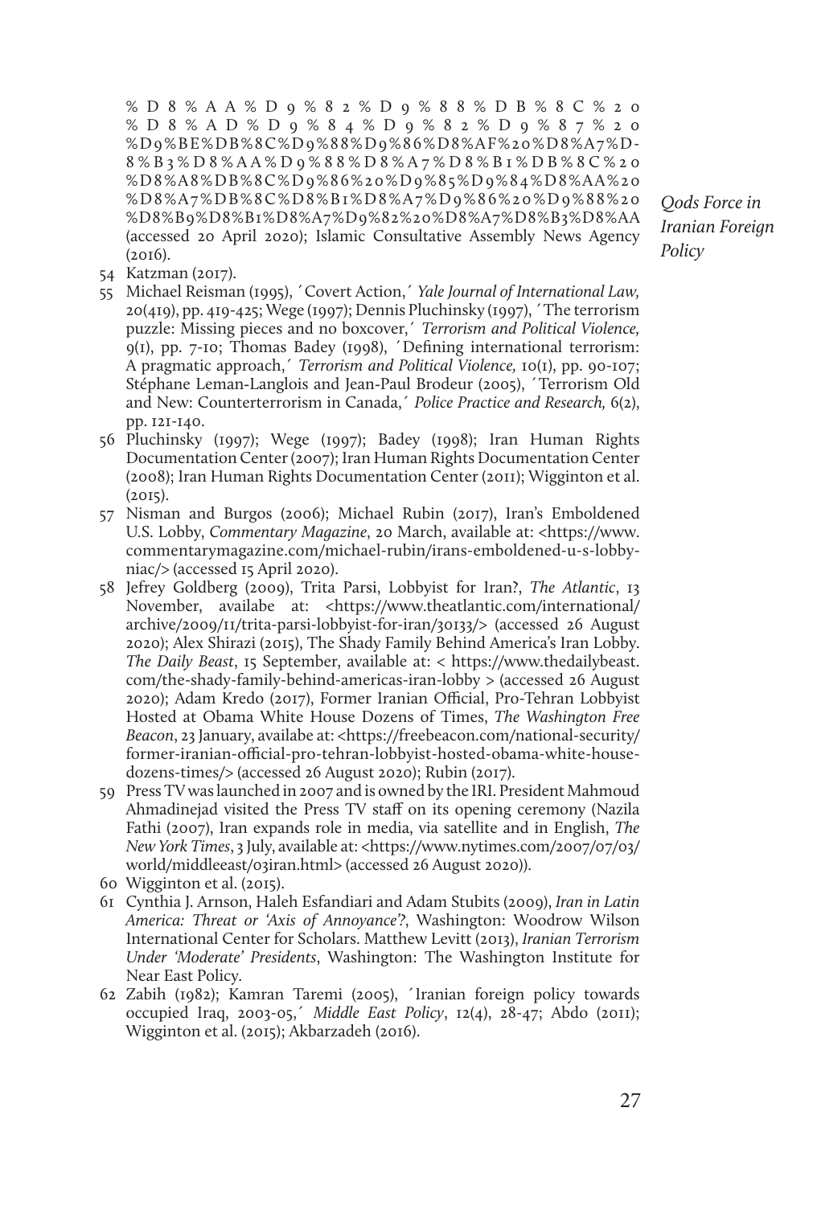%D8%AA%D9%82%D9%88%DB%8C%20%D8%AD%D9%84%D9%82%D9%87%20%D9%BE%DB%8C%D9%88%D9%86%D8%AF%20%D8%A7%D8%B3%D8%AA%D9%88%D8%A7%D8%B1%DB%8C%20%D8%A8%DB%8C%D9%86%20%D9%85%D9%84%D8%AA%20%D8%A7%DB%8C%D8%B1%D8%A7%D9%86%20%D9%88%20%D8%B9%D8%B1%D8%A7%D9%82%20%D8%A7%D8%B3%D8%AA (accessed 20 April 2020); Islamic Consultative Assembly News Agency (2016).

54 Katzman (2017).

55 Michael Reisman (1995), ´Covert Action,´ *Yale Journal of International Law,* 20(419), pp. 419-425; Wege (1997); Dennis Pluchinsky (1997), ´The terrorism puzzle: Missing pieces and no boxcover,´ *Terrorism and Political Violence,* 9(1), pp. 7-10; Thomas Badey (1998), ´Defining international terrorism: A pragmatic approach,´ *Terrorism and Political Violence,* 10(1), pp. 90-107; Stéphane Leman-Langlois and Jean-Paul Brodeur (2005), ´Terrorism Old and New: Counterterrorism in Canada,´ *Police Practice and Research,* 6(2), pp. 121-140.

56 Pluchinsky (1997); Wege (1997); Badey (1998); Iran Human Rights Documentation Center (2007); Iran Human Rights Documentation Center (2008); Iran Human Rights Documentation Center (2011); Wigginton et al. (2015).

57 Nisman and Burgos (2006); Michael Rubin (2017), Iran's Emboldened U.S. Lobby, *Commentary Magazine*, 20 March, available at: <https://www.commentarymagazine.com/michael-rubin/irans-emboldened-u-s-lobby-niac/> (accessed 15 April 2020).

58 Jefrey Goldberg (2009), Trita Parsi, Lobbyist for Iran?, *The Atlantic*, 13 November, availabe at: <https://www.theatlantic.com/international/archive/2009/11/trita-parsi-lobbyist-for-iran/30133/> (accessed 26 August 2020); Alex Shirazi (2015), The Shady Family Behind America's Iran Lobby. *The Daily Beast*, 15 September, available at: < https://www.thedailybeast.com/the-shady-family-behind-americas-iran-lobby > (accessed 26 August 2020); Adam Kredo (2017), Former Iranian Official, Pro-Tehran Lobbyist Hosted at Obama White House Dozens of Times, *The Washington Free Beacon*, 23 January, availabe at: <https://freebeacon.com/national-security/former-iranian-official-pro-tehran-lobbyist-hosted-obama-white-house-dozens-times/> (accessed 26 August 2020); Rubin (2017).

59 Press TV was launched in 2007 and is owned by the IRI. President Mahmoud Ahmadinejad visited the Press TV staff on its opening ceremony (Nazila Fathi (2007), Iran expands role in media, via satellite and in English, *The New York Times*, 3 July, available at: <https://www.nytimes.com/2007/07/03/world/middleeast/03iran.html> (accessed 26 August 2020)).

60 Wigginton et al. (2015).

61 Cynthia J. Arnson, Haleh Esfandiari and Adam Stubits (2009), *Iran in Latin America: Threat or 'Axis of Annoyance'?*, Washington: Woodrow Wilson International Center for Scholars. Matthew Levitt (2013), *Iranian Terrorism Under 'Moderate' Presidents*, Washington: The Washington Institute for Near East Policy.

62 Zabih (1982); Kamran Taremi (2005), ´Iranian foreign policy towards occupied Iraq, 2003-05,´ *Middle East Policy*, 12(4), 28-47; Abdo (2011); Wigginton et al. (2015); Akbarzadeh (2016).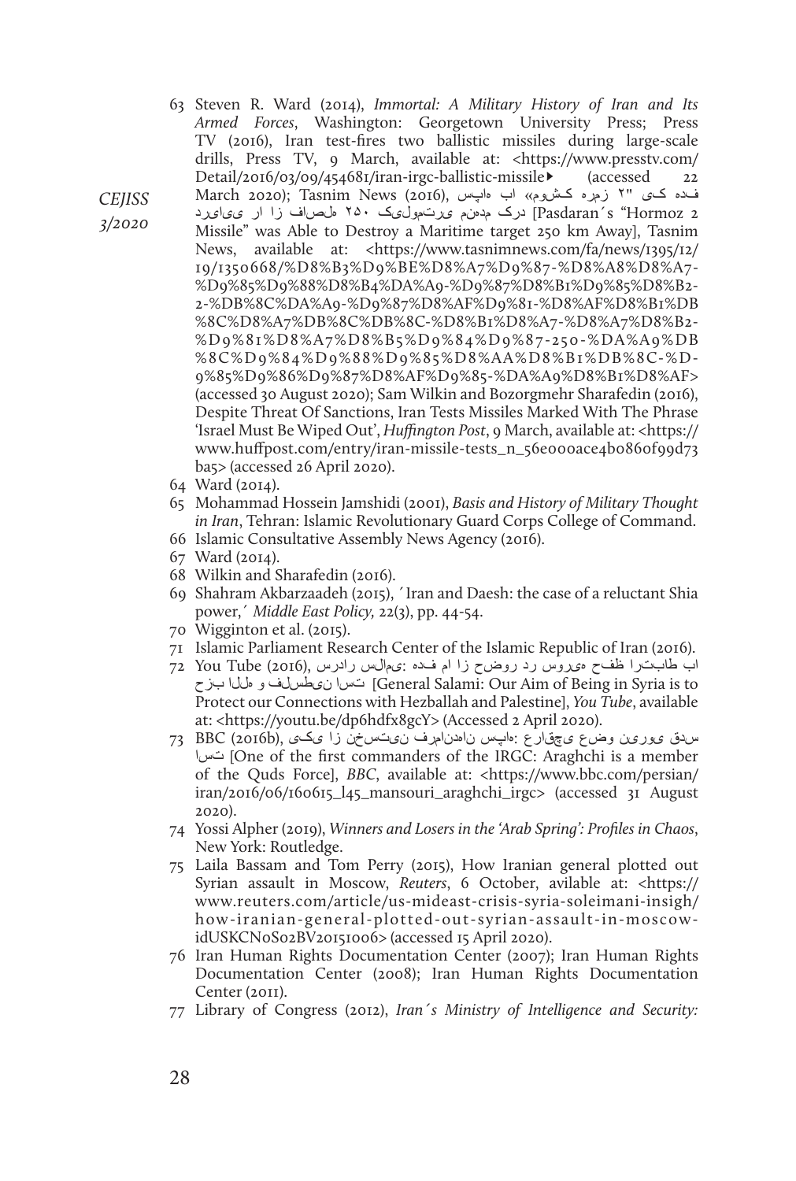63 Steven R. Ward (2014), *Immortal: A Military History of Iran and Its Armed Forces*, Washington: Georgetown University Press; Press TV (2016), Iran test-fires two ballistic missiles during large-scale drills, Press TV, 9 March, available at: <https://www.presstv.com/Detail/2016/03/09/454681/iran-irgc-ballistic-missile▸ (accessed 22 March 2020); Tasnim News (2016), فده کی "۲ زمره کشوم» اب هاپس درک مدهنم یرتمولیک ۲۵۰ هلصاف زا ار ییایرد [Pasdaran´s "Hormoz 2 Missile" was Able to Destroy a Maritime target 250 km Away], Tasnim News, available at: <https://www.tasnimnews.com/fa/news/1395/12/19/1350668/%D8%B3%D9%BE%D8%A7%D9%87-%D8%A8%D8%A7-%D9%85%D9%88%D8%B4%DA%A9-%D9%87%D8%B1%D9%85%D8%B2-2-%DB%8C%DA%A9-%D9%87%D8%AF%D9%81-%D8%AF%D8%B1%DB%8C%D8%A7%DB%8C%DB%8C-%D8%B1%D8%A7-%D8%A7%D8%B2-%D9%81%D8%A7%D8%B5%D9%84%D9%87-250-%DA%A9%DB%8C%D9%84%D9%88%D9%85%D8%AA%D8%B1%DB%8C-%D9%85%D9%86%D9%87%D8%AF%D9%85-%DA%A9%D8%B1%D8%AF> (accessed 30 August 2020); Sam Wilkin and Bozorgmehr Sharafedin (2016), Despite Threat Of Sanctions, Iran Tests Missiles Marked With The Phrase 'Israel Must Be Wiped Out', *Huffington Post*, 9 March, available at: <https://www.huffpost.com/entry/iran-missile-tests_n_56e000ace4b0860f99d73ba5> (accessed 26 April 2020).

64 Ward (2014).

65 Mohammad Hossein Jamshidi (2001), *Basis and History of Military Thought in Iran*, Tehran: Islamic Revolutionary Guard Corps College of Command.

66 Islamic Consultative Assembly News Agency (2016).

67 Ward (2014).

68 Wilkin and Sharafedin (2016).

69 Shahram Akbarzaadeh (2015), ´Iran and Daesh: the case of a reluctant Shia power,´ *Middle East Policy,* 22(3), pp. 44-54.

70 Wigginton et al. (2015).

71 Islamic Parliament Research Center of the Islamic Republic of Iran (2016).

72 You Tube (2016), اب طابترا ظفح هیروس رد روضح زا ام فده :یمالس رادرس تسا نیطسلف و هللا بزح [General Salami: Our Aim of Being in Syria is to Protect our Connections with Hezballah and Palestine], *You Tube*, available at: <https://youtu.be/dp6hdfx8gcY> (Accessed 2 April 2020).

73 BBC (2016b), سدق یورین وضع یچقارع :هاپس ناهدنامرف نیتسخن زا یکی تسا [One of the first commanders of the IRGC: Araghchi is a member of the Quds Force], *BBC*, available at: <https://www.bbc.com/persian/iran/2016/06/160615_l45_mansouri_araghchi_irgc> (accessed 31 August 2020).

74 Yossi Alpher (2019), *Winners and Losers in the 'Arab Spring': Profiles in Chaos*, New York: Routledge.

75 Laila Bassam and Tom Perry (2015), How Iranian general plotted out Syrian assault in Moscow, *Reuters*, 6 October, avilable at: <https://www.reuters.com/article/us-mideast-crisis-syria-soleimani-insigh/how-iranian-general-plotted-out-syrian-assault-in-moscow-idUSKCN0S02BV20151006> (accessed 15 April 2020).

76 Iran Human Rights Documentation Center (2007); Iran Human Rights Documentation Center (2008); Iran Human Rights Documentation Center (2011).

77 Library of Congress (2012), *Iran´s Ministry of Intelligence and Security:*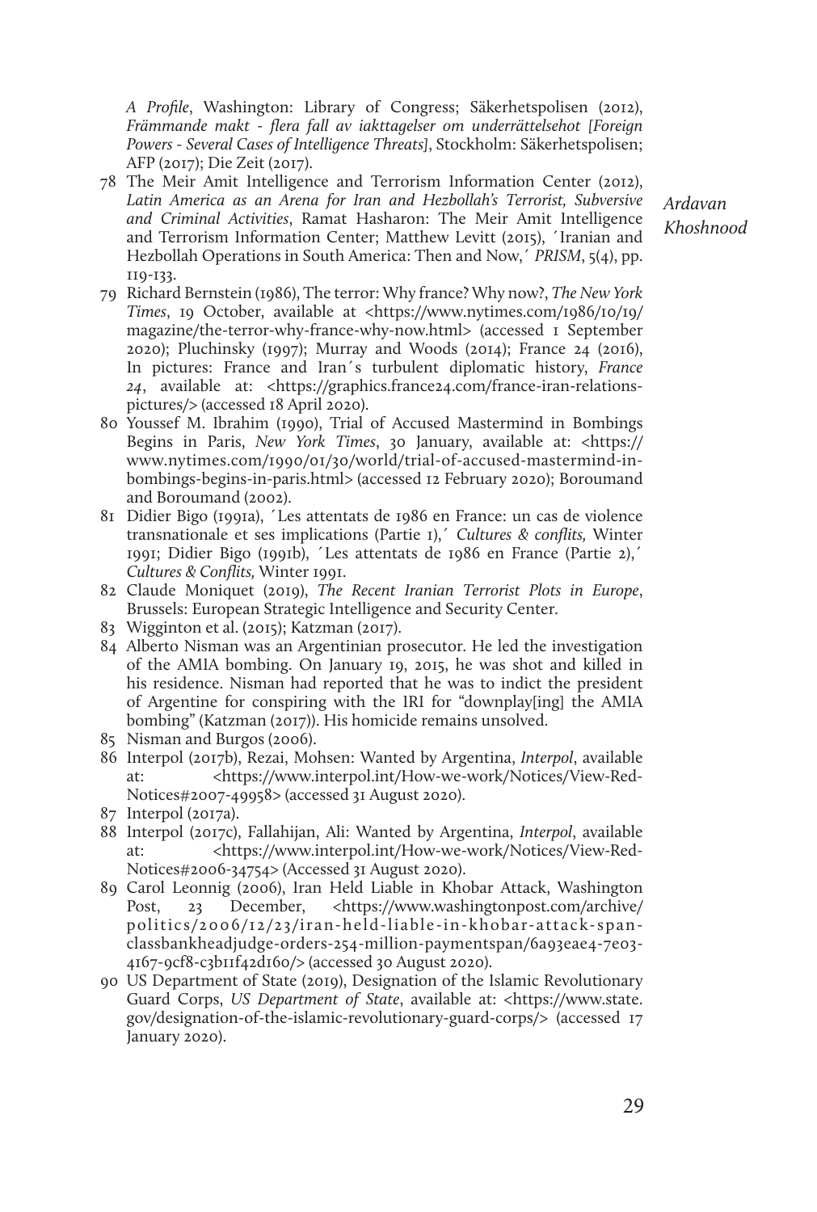*A Profile*, Washington: Library of Congress; Säkerhetspolisen (2012), *Främmande makt - flera fall av iakttagelser om underrättelsehot [Foreign Powers - Several Cases of Intelligence Threats]*, Stockholm: Säkerhetspolisen; AFP (2017); Die Zeit (2017).

78 The Meir Amit Intelligence and Terrorism Information Center (2012), *Latin America as an Arena for Iran and Hezbollah's Terrorist, Subversive and Criminal Activities*, Ramat Hasharon: The Meir Amit Intelligence and Terrorism Information Center; Matthew Levitt (2015), ´Iranian and Hezbollah Operations in South America: Then and Now,´ *PRISM*, 5(4), pp. 119-133.

79 Richard Bernstein (1986), The terror: Why france? Why now?, *The New York Times*, 19 October, available at <https://www.nytimes.com/1986/10/19/magazine/the-terror-why-france-why-now.html> (accessed 1 September 2020); Pluchinsky (1997); Murray and Woods (2014); France 24 (2016), In pictures: France and Iran´s turbulent diplomatic history, *France 24*, available at: <https://graphics.france24.com/france-iran-relations-pictures/> (accessed 18 April 2020).

80 Youssef M. Ibrahim (1990), Trial of Accused Mastermind in Bombings Begins in Paris, *New York Times*, 30 January, available at: <https://www.nytimes.com/1990/01/30/world/trial-of-accused-mastermind-in-bombings-begins-in-paris.html> (accessed 12 February 2020); Boroumand and Boroumand (2002).

81 Didier Bigo (1991a), ´Les attentats de 1986 en France: un cas de violence transnationale et ses implications (Partie 1),´ *Cultures & conflits,* Winter 1991; Didier Bigo (1991b), ´Les attentats de 1986 en France (Partie 2),´ *Cultures & Conflits,* Winter 1991.

82 Claude Moniquet (2019), *The Recent Iranian Terrorist Plots in Europe*, Brussels: European Strategic Intelligence and Security Center.

83 Wigginton et al. (2015); Katzman (2017).

84 Alberto Nisman was an Argentinian prosecutor. He led the investigation of the AMIA bombing. On January 19, 2015, he was shot and killed in his residence. Nisman had reported that he was to indict the president of Argentine for conspiring with the IRI for "downplay[ing] the AMIA bombing" (Katzman (2017)). His homicide remains unsolved.

85 Nisman and Burgos (2006).

86 Interpol (2017b), Rezai, Mohsen: Wanted by Argentina, *Interpol*, available at: <https://www.interpol.int/How-we-work/Notices/View-Red-Notices#2007-49958> (accessed 31 August 2020).

87 Interpol (2017a).

88 Interpol (2017c), Fallahijan, Ali: Wanted by Argentina, *Interpol*, available at: <https://www.interpol.int/How-we-work/Notices/View-Red-Notices#2006-34754> (Accessed 31 August 2020).

89 Carol Leonnig (2006), Iran Held Liable in Khobar Attack, Washington Post, 23 December, <https://www.washingtonpost.com/archive/politics/2006/12/23/iran-held-liable-in-khobar-attack-spanclassbankheadjudge-orders-254-million-paymentspan/6a93eae4-7e03-4167-9cf8-c3b11f42d160/> (accessed 30 August 2020).

90 US Department of State (2019), Designation of the Islamic Revolutionary Guard Corps, *US Department of State*, available at: <https://www.state.gov/designation-of-the-islamic-revolutionary-guard-corps/> (accessed 17 January 2020).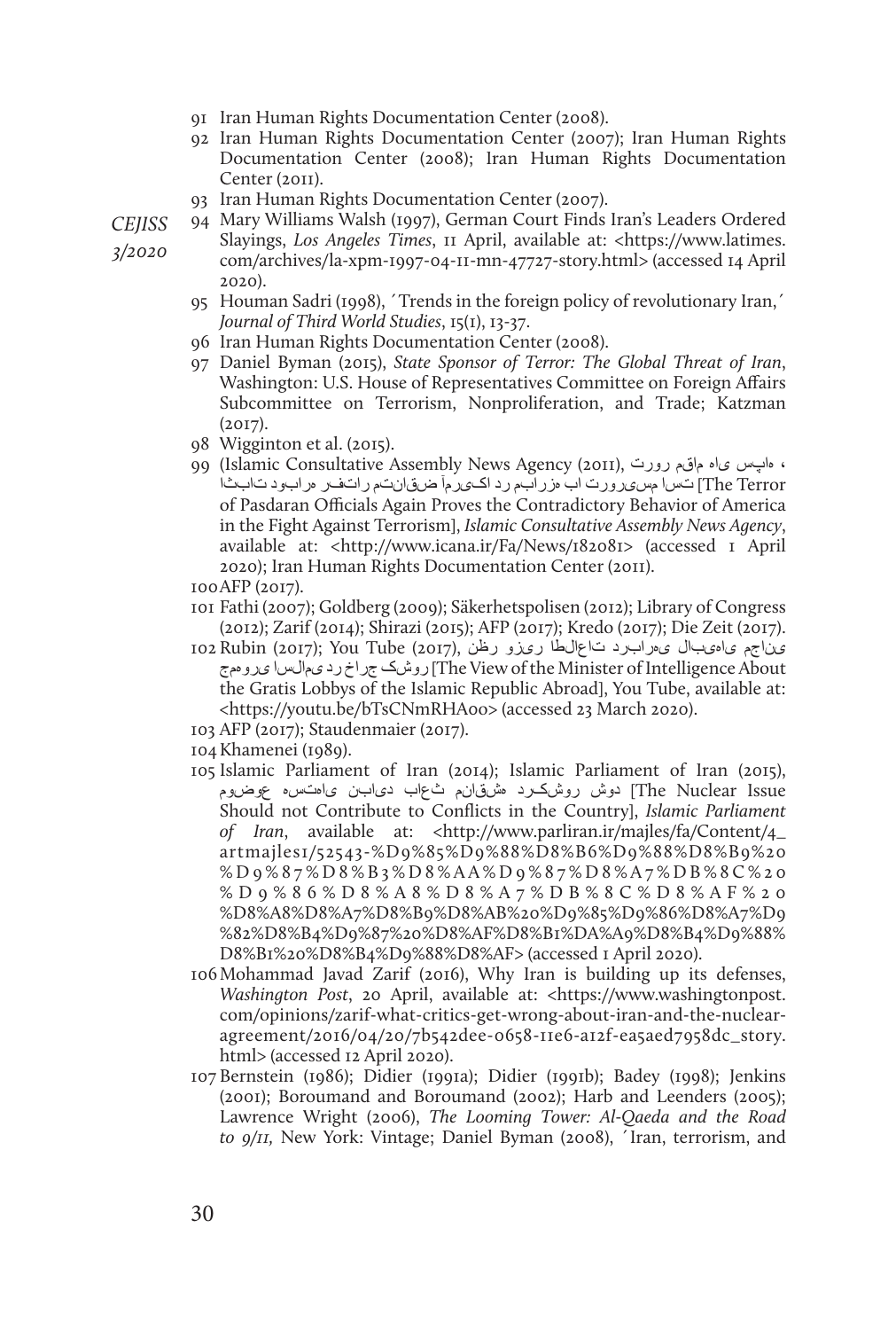91 Iran Human Rights Documentation Center (2008).

92 Iran Human Rights Documentation Center (2007); Iran Human Rights Documentation Center (2008); Iran Human Rights Documentation Center (2011).

93 Iran Human Rights Documentation Center (2007).

94 Mary Williams Walsh (1997), German Court Finds Iran's Leaders Ordered Slayings, *Los Angeles Times*, 11 April, available at: <https://www.latimes.com/archives/la-xpm-1997-04-11-mn-47727-story.html> (accessed 14 April 2020).

95 Houman Sadri (1998), ´Trends in the foreign policy of revolutionary Iran,´ *Journal of Third World Studies*, 15(1), 13-37.

96 Iran Human Rights Documentation Center (2008).

97 Daniel Byman (2015), *State Sponsor of Terror: The Global Threat of Iran*, Washington: U.S. House of Representatives Committee on Foreign Affairs Subcommittee on Terrorism, Nonproliferation, and Trade; Katzman (2017).

98 Wigginton et al. (2015).

99 (Islamic Consultative Assembly News Agency (2011), ترور مقام های سپاه ، اثبات دوباره رفتار متناقض آمریکا در مبارزه با تروریسم است [The Terror of Pasdaran Officials Again Proves the Contradictory Behavior of America in the Fight Against Terrorism], *Islamic Consultative Assembly News Agency*, available at: <http://www.icana.ir/Fa/News/182081> (accessed 1 April 2020); Iran Human Rights Documentation Center (2011).

100 AFP (2017).

101 Fathi (2007); Goldberg (2009); Säkerhetspolisen (2012); Library of Congress (2012); Zarif (2014); Shirazi (2015); AFP (2017); Kredo (2017); Die Zeit (2017).

102 Rubin (2017); You Tube (2017), نظر وزیر اطلاعات درباره لابی های مجانی جمهوری اسلامی در خارج کشور [The View of the Minister of Intelligence About the Gratis Lobbys of the Islamic Republic Abroad], You Tube, available at: <https://youtu.be/bTsCNmRHA0o> (accessed 23 March 2020).

103 AFP (2017); Staudenmaier (2017).

104 Khamenei (1989).

105 Islamic Parliament of Iran (2014); Islamic Parliament of Iran (2015), موضوع هسته ای نباید باعث مناقشه در کشور شود [The Nuclear Issue Should not Contribute to Conflicts in the Country], *Islamic Parliament of Iran*, available at: <http://www.parliran.ir/majles/fa/Content/4_artmajles1/52543-%D9%85%D9%88%D8%B6%D9%88%D8%B9%20%D9%87%D8%B3%D8%AA%D9%87%D8%A7%DB%8C%20%D9%86%D8%A8%D8%A7%DB%8C%D8%AF%20%D8%A8%D8%A7%D8%B9%D8%AB%20%D9%85%D9%86%D8%A7%D9%82%D8%B4%D9%87%20%D8%AF%D8%B1%DA%A9%D8%B4%D9%88%D8%B1%20%D8%B4%D9%88%D8%AF> (accessed 1 April 2020).

106 Mohammad Javad Zarif (2016), Why Iran is building up its defenses, *Washington Post*, 20 April, available at: <https://www.washingtonpost.com/opinions/zarif-what-critics-get-wrong-about-iran-and-the-nuclear-agreement/2016/04/20/7b542dee-0658-11e6-a12f-ea5aed7958dc_story.html> (accessed 12 April 2020).

107 Bernstein (1986); Didier (1991a); Didier (1991b); Badey (1998); Jenkins (2001); Boroumand and Boroumand (2002); Harb and Leenders (2005); Lawrence Wright (2006), *The Looming Tower: Al-Qaeda and the Road to 9/11,* New York: Vintage; Daniel Byman (2008), ´Iran, terrorism, and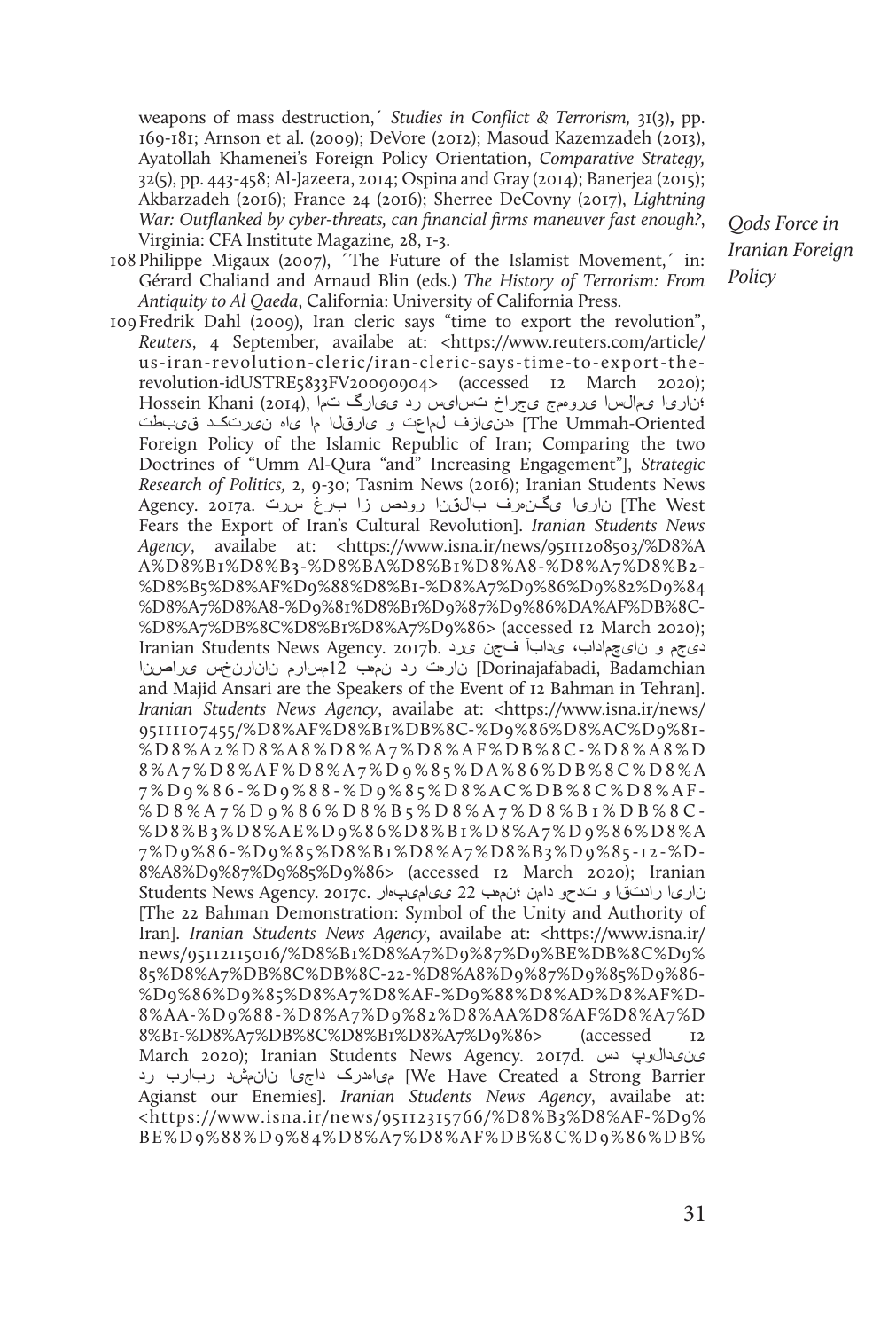weapons of mass destruction,´ *Studies in Conflict & Terrorism,* 31(3), pp. 169-181; Arnson et al. (2009); DeVore (2012); Masoud Kazemzadeh (2013), Ayatollah Khamenei's Foreign Policy Orientation, *Comparative Strategy,* 32(5), pp. 443-458; Al-Jazeera, 2014; Ospina and Gray (2014); Banerjea (2015); Akbarzadeh (2016); France 24 (2016); Sherree DeCovny (2017), *Lightning War: Outflanked by cyber-threats, can financial firms maneuver fast enough?*, Virginia: CFA Institute Magazine*,* 28, 1-3.

108 Philippe Migaux (2007), ´The Future of the Islamist Movement,´ in: Gérard Chaliand and Arnaud Blin (eds.) *The History of Terrorism: From Antiquity to Al Qaeda*, California: University of California Press.

109 Fredrik Dahl (2009), Iran cleric says "time to export the revolution", *Reuters*, 4 September, availabe at: <https://www.reuters.com/article/us-iran-revolution-cleric/iran-cleric-says-time-to-export-the-revolution-idUSTRE5833FV20090904> (accessed 12 March 2020); Hossein Khani (2014), ؛ناریا یمالسا یروهمج یجراخ تسایس رد یارگ تما هدنیازف لماعت و یارقلا ما یاه نیرتکد قیبطت [The Ummah-Oriented Foreign Policy of the Islamic Republic of Iran; Comparing the two Doctrines of "Umm Al-Qura "and" Increasing Engagement"], *Strategic Research of Politics,* 2, 9-30; Tasnim News (2016); Iranian Students News Agency. 2017a. ناریا یگنهرف بالقنا رودص زا برغ سرت [The West Fears the Export of Iran's Cultural Revolution]. *Iranian Students News Agency*, availabe at: <https://www.isna.ir/news/95111208503/%D8%AA%D8%B1%D8%B3-%D8%BA%D8%B1%D8%A8-%D8%A7%D8%B2-%D8%B5%D8%AF%D9%88%D8%B1-%D8%A7%D9%86%D9%82%D9%84%D8%A7%D8%A8-%D9%81%D8%B1%D9%87%D9%86%DA%AF%DB%8C-%D8%A7%DB%8C%D8%B1%D8%A7%D9%86> (accessed 12 March 2020); Iranian Students News Agency. 2017b. دیجم و نایچمادب ،یدابآ فجن یرد یراصنا نانارنخس نارهت رد نمهب 12مسارم [Dorinajafabadi, Badamchian and Majid Ansari are the Speakers of the Event of 12 Bahman in Tehran]. *Iranian Students News Agency*, availabe at: <https://www.isna.ir/news/95111107455/%D8%AF%D8%B1%DB%8C-%D9%86%D8%AC%D9%81-%D8%A2%D8%A8%D8%A7%D8%AF%DB%8C-%D8%A8%D8%A7%D8%AF%D8%A7%D9%85%DA%86%DB%8C%D8%A7%D9%86-%D9%88-%D9%85%D8%AC%DB%8C%D8%AF-%D8%A7%D9%86%D8%B5%D8%A7%D8%B1%DB%8C-%D8%B3%D8%AE%D9%86%D8%B1%D8%A7%D9%86%D8%A7%D9%86-%D9%85%D8%B1%D8%A7%D8%B3%D9%85-12-%D8%A8%D9%87%D9%85%D9%86> (accessed 12 March 2020); Iranian Students News Agency. 2017c. ناریا رادتقا و تدحو دامن ؛نمهب 22 ییامیپهار [The 22 Bahman Demonstration: Symbol of the Unity and Authority of Iran]. *Iranian Students News Agency*, availabe at: <https://www.isna.ir/news/95112115016/%D8%B1%D8%A7%D9%87%D9%BE%DB%8C%D9%85%D8%A7%DB%8C%DB%8C-22-%D8%A8%D9%87%D9%85%D9%86-%D9%86%D9%85%D8%A7%D8%AF-%D9%88%D8%AD%D8%AF%D8%AA-%D9%88-%D8%A7%D9%82%D8%AA%D8%AF%D8%A7%D8%B1-%D8%A7%DB%8C%D8%B1%D8%A7%D9%86> (accessed 12 March 2020); Iranian Students News Agency. 2017d. ینیدالوپ دس میاهدرک داجیا نانمشد ربارب رد [We Have Created a Strong Barrier Agianst our Enemies]. *Iranian Students News Agency*, availabe at: <https://www.isna.ir/news/95112315766/%D8%B3%D8%AF-%D9%BE%D9%88%D9%84%D8%A7%D8%AF%DB%8C%D9%86%DB%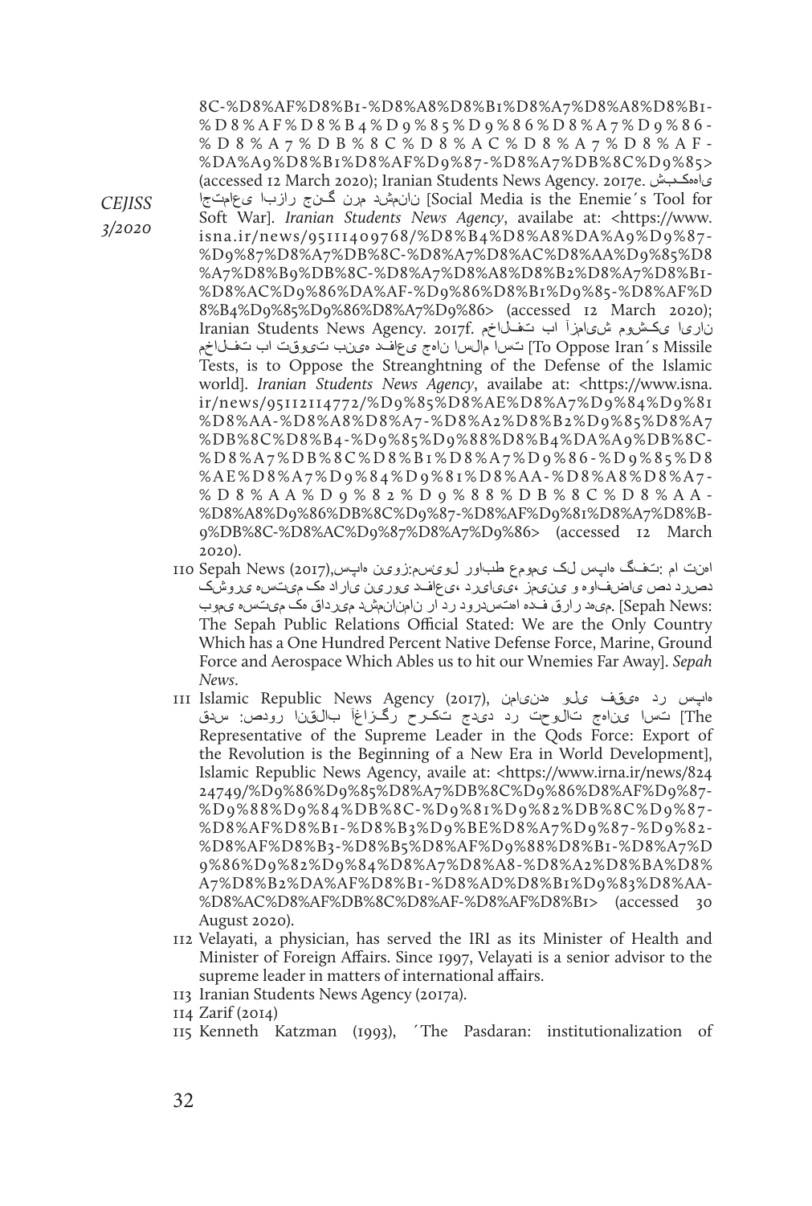8C-%D8%AF%D8%B1-%D8%A8%D8%B1%D8%A7%D8%A8%D8%B1-%D8%AF%D8%B4%D9%85%D9%86%D8%A7%D9%86-%D8%A7%DB%8C%D8%AC%D8%A7%D8%AF-%DA%A9%D8%B1%D8%AF%D9%87-%D8%A7%DB%8C%D9%85> (accessed 12 March 2020); Iranian Students News Agency. 2017e. یاهکبش نانمشد مرن گنج رازبا یعامتجا [Social Media is the Enemie´s Tool for Soft War]. *Iranian Students News Agency*, availabe at: <https://www.isna.ir/news/95111409768/%D8%B4%D8%A8%DA%A9%D9%87-%D9%87%D8%A7%DB%8C-%D8%A7%D8%AC%D8%AA%D9%85%D8%A7%D8%B9%DB%8C-%D8%A7%D8%A8%D8%B2%D8%A7%D8%B1-%D8%AC%D9%86%DA%AF-%D9%86%D8%B1%D9%85-%D8%AF%D8%B4%D9%85%D9%86%D8%A7%D9%86> (accessed 12 March 2020); Iranian Students News Agency. 2017f. ناریا یکشوم شیامزآ اب تفلاخم تسا مالسا ناهج یعافد هینب تیوقت اب تفلاخم [To Oppose Iran´s Missile Tests, is to Oppose the Streanghtning of the Defense of the Islamic world]. *Iranian Students News Agency*, availabe at: <https://www.isna.ir/news/95112114772/%D9%85%D8%AE%D8%A7%D9%84%D9%81%D8%AA-%D8%A8%D8%A7-%D8%A2%D8%B2%D9%85%D8%A7%DB%8C%D8%B4-%D9%85%D9%88%D8%B4%DA%A9%DB%8C-%D8%A7%DB%8C%D8%B1%D8%A7%D9%86-%D9%85%D8%AE%D8%A7%D9%84%D9%81%D8%AA-%D8%A8%D8%A7-%D8%AA%D9%82%D9%88%DB%8C%D8%AA-%D8%A8%D9%86%DB%8C%D9%87-%D8%AF%D9%81%D8%A7%D8%B9%DB%8C-%D8%AC%D9%87%D8%A7%D9%86> (accessed 12 March 2020).

110 Sepah News (2017), اهپس:زوین هاپس لوئسم طباور یمومع لک هاپس تفگ: ام اهنت یروشک متسه هک یاراد یورین یعافد، ییایرد، ینیمز و یاضفاوه دص رد دصر یموب متسه هک رداق میدش نانمشد ار رد رود تسدرد اهنت فده رارق میهد. [Sepah News: The Sepah Public Relations Official Stated: We are the Only Country Which has a One Hundred Percent Native Defense Force, Marine, Ground Force and Aerospace Which Ables us to hit our Wnemies Far Away]. *Sepah News*.

111 Islamic Republic News Agency (2017), هدنیامن یلو هیقف رد هاپس سدق: رودص بالقنا زاغآ گرکرح دیدج رد تالوحت یناهج تسا [The Representative of the Supreme Leader in the Qods Force: Export of the Revolution is the Beginning of a New Era in World Development], Islamic Republic News Agency, availe at: <https://www.irna.ir/news/82424749/%D9%86%D9%85%D8%A7%DB%8C%D9%86%D8%AF%D9%87-%D9%88%D9%84%DB%8C-%D9%81%D9%82%DB%8C%D9%87-%D8%AF%D8%B1-%D8%B3%D9%BE%D8%A7%D9%87-%D9%82-%D8%AF%D8%B3-%D8%B5%D8%AF%D9%88%D8%B1-%D8%A7%D9%86%D9%82%D9%84%D8%A7%D8%A8-%D8%A2%D8%BA%D8%A7%D8%B2%DA%AF%D8%B1-%D8%AD%D8%B1%D9%83%D8%AA-%D8%AC%D8%AF%DB%8C%D8%AF-%D8%AF%D8%B1> (accessed 30 August 2020).

112 Velayati, a physician, has served the IRI as its Minister of Health and Minister of Foreign Affairs. Since 1997, Velayati is a senior advisor to the supreme leader in matters of international affairs.

113 Iranian Students News Agency (2017a).

114 Zarif (2014)

115 Kenneth Katzman (1993), ´The Pasdaran: institutionalization of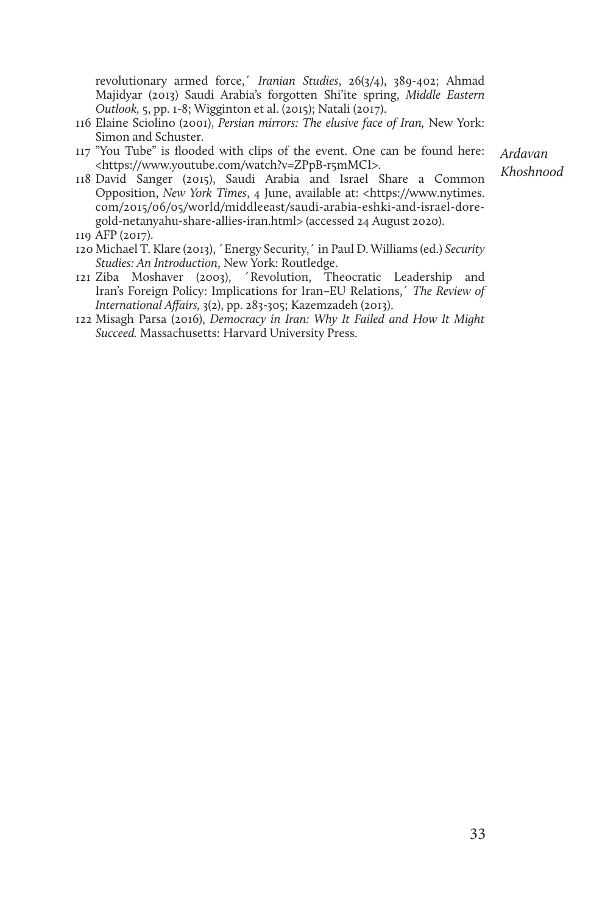revolutionary armed force,´ *Iranian Studies*, 26(3/4), 389-402; Ahmad Majidyar (2013) Saudi Arabia's forgotten Shi'ite spring, *Middle Eastern Outlook*, 5, pp. 1-8; Wigginton et al. (2015); Natali (2017).

116 Elaine Sciolino (2001), *Persian mirrors: The elusive face of Iran,* New York: Simon and Schuster.

117 "You Tube" is flooded with clips of the event. One can be found here: <https://www.youtube.com/watch?v=ZPpB-r5mMCI>.

118 David Sanger (2015), Saudi Arabia and Israel Share a Common Opposition, *New York Times*, 4 June, available at: <https://www.nytimes.com/2015/06/05/world/middleeast/saudi-arabia-eshki-and-israel-dore-gold-netanyahu-share-allies-iran.html> (accessed 24 August 2020).

119 AFP (2017).

120 Michael T. Klare (2013), ´Energy Security,´ in Paul D. Williams (ed.) *Security Studies: An Introduction*, New York: Routledge.

121 Ziba Moshaver (2003), ´Revolution, Theocratic Leadership and Iran's Foreign Policy: Implications for Iran–EU Relations,´ *The Review of International Affairs,* 3(2), pp. 283-305; Kazemzadeh (2013).

122 Misagh Parsa (2016), *Democracy in Iran: Why It Failed and How It Might Succeed.* Massachusetts: Harvard University Press.